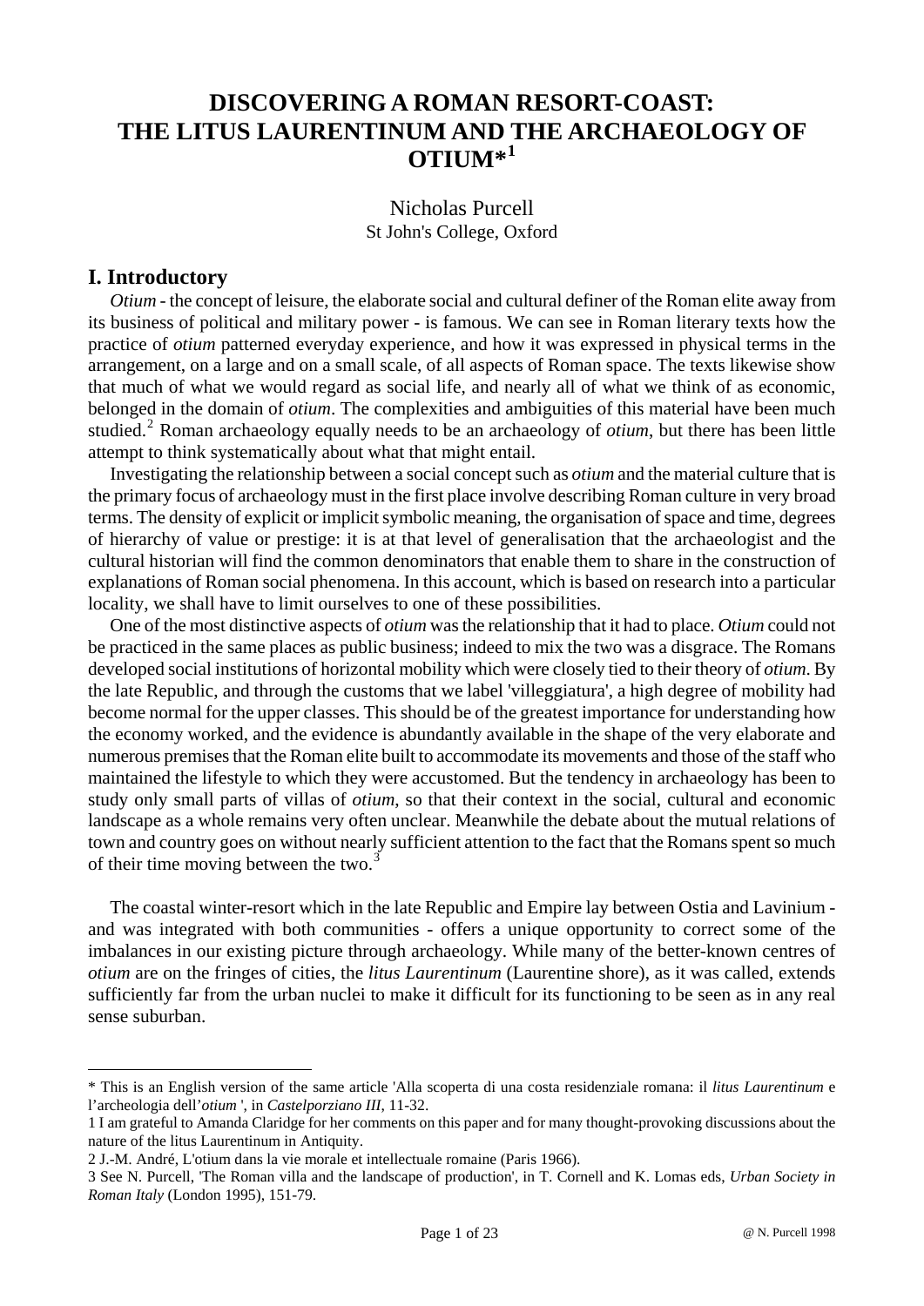# DISCOVERING A ROMAN RESORT-COAST: THE LITUS LAURENTINUM AND THE ARCHAEOLOGY OF OTIUM*[1]

Nicholas Purcell
St John's College, Oxford

## I. Introductory

*Otium* - the concept of leisure, the elaborate social and cultural definer of the Roman elite away from its business of political and military power - is famous. We can see in Roman literary texts how the practice of *otium* patterned everyday experience, and how it was expressed in physical terms in the arrangement, on a large and on a small scale, of all aspects of Roman space. The texts likewise show that much of what we would regard as social life, and nearly all of what we think of as economic, belonged in the domain of *otium*. The complexities and ambiguities of this material have been much studied.[2] Roman archaeology equally needs to be an archaeology of *otium*, but there has been little attempt to think systematically about what that might entail.

Investigating the relationship between a social concept such as *otium* and the material culture that is the primary focus of archaeology must in the first place involve describing Roman culture in very broad terms. The density of explicit or implicit symbolic meaning, the organisation of space and time, degrees of hierarchy of value or prestige: it is at that level of generalisation that the archaeologist and the cultural historian will find the common denominators that enable them to share in the construction of explanations of Roman social phenomena. In this account, which is based on research into a particular locality, we shall have to limit ourselves to one of these possibilities.

One of the most distinctive aspects of *otium* was the relationship that it had to place. *Otium* could not be practiced in the same places as public business; indeed to mix the two was a disgrace. The Romans developed social institutions of horizontal mobility which were closely tied to their theory of *otium*. By the late Republic, and through the customs that we label 'villeggiatura', a high degree of mobility had become normal for the upper classes. This should be of the greatest importance for understanding how the economy worked, and the evidence is abundantly available in the shape of the very elaborate and numerous premises that the Roman elite built to accommodate its movements and those of the staff who maintained the lifestyle to which they were accustomed. But the tendency in archaeology has been to study only small parts of villas of *otium*, so that their context in the social, cultural and economic landscape as a whole remains very often unclear. Meanwhile the debate about the mutual relations of town and country goes on without nearly sufficient attention to the fact that the Romans spent so much of their time moving between the two.[3]

The coastal winter-resort which in the late Republic and Empire lay between Ostia and Lavinium - and was integrated with both communities - offers a unique opportunity to correct some of the imbalances in our existing picture through archaeology. While many of the better-known centres of *otium* are on the fringes of cities, the *litus Laurentinum* (Laurentine shore), as it was called, extends sufficiently far from the urban nuclei to make it difficult for its functioning to be seen as in any real sense suburban.

---

* This is an English version of the same article 'Alla scoperta di una costa residenziale romana: il *litus Laurentinum* e l'archeologia dell'*otium* ', in *Castelporziano III*, 11-32.

1 I am grateful to Amanda Claridge for her comments on this paper and for many thought-provoking discussions about the nature of the litus Laurentinum in Antiquity.

2 J.-M. André, L'otium dans la vie morale et intellectuale romaine (Paris 1966).

3 See N. Purcell, 'The Roman villa and the landscape of production', in T. Cornell and K. Lomas eds, *Urban Society in Roman Italy* (London 1995), 151-79.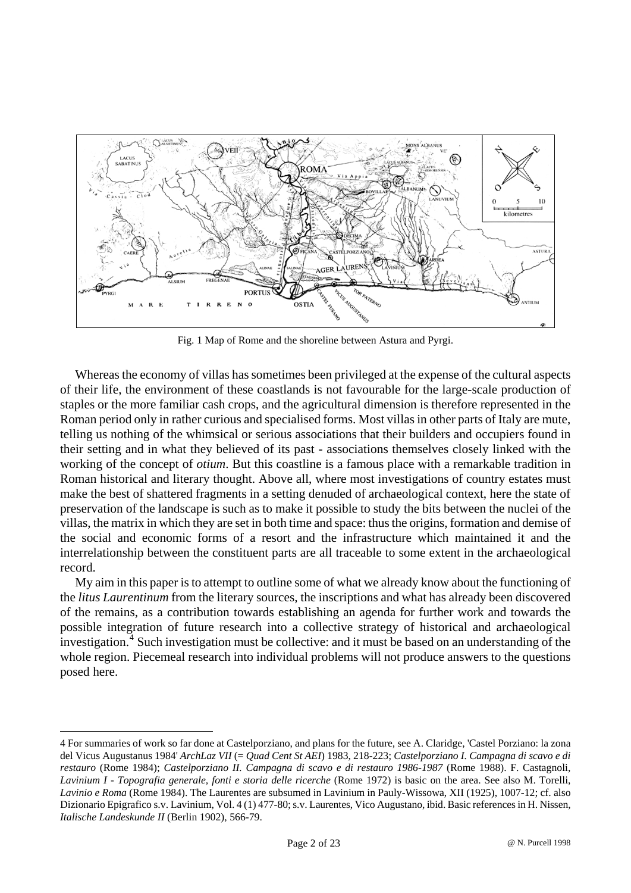Fig. 1 Map of Rome and the shoreline between Astura and Pyrgi.

Whereas the economy of villas has sometimes been privileged at the expense of the cultural aspects of their life, the environment of these coastlands is not favourable for the large-scale production of staples or the more familiar cash crops, and the agricultural dimension is therefore represented in the Roman period only in rather curious and specialised forms. Most villas in other parts of Italy are mute, telling us nothing of the whimsical or serious associations that their builders and occupiers found in their setting and in what they believed of its past - associations themselves closely linked with the working of the concept of *otium*. But this coastline is a famous place with a remarkable tradition in Roman historical and literary thought. Above all, where most investigations of country estates must make the best of shattered fragments in a setting denuded of archaeological context, here the state of preservation of the landscape is such as to make it possible to study the bits between the nuclei of the villas, the matrix in which they are set in both time and space: thus the origins, formation and demise of the social and economic forms of a resort and the infrastructure which maintained it and the interrelationship between the constituent parts are all traceable to some extent in the archaeological record.

My aim in this paper is to attempt to outline some of what we already know about the functioning of the *litus Laurentinum* from the literary sources, the inscriptions and what has already been discovered of the remains, as a contribution towards establishing an agenda for further work and towards the possible integration of future research into a collective strategy of historical and archaeological investigation.[4] Such investigation must be collective: and it must be based on an understanding of the whole region. Piecemeal research into individual problems will not produce answers to the questions posed here.

---

4 For summaries of work so far done at Castelporziano, and plans for the future, see A. Claridge, 'Castel Porziano: la zona del Vicus Augustanus 1984' *ArchLaz VII* (= *Quad Cent St AEI*) 1983, 218-223; *Castelporziano I. Campagna di scavo e di restauro* (Rome 1984); *Castelporziano II. Campagna di scavo e di restauro 1986-1987* (Rome 1988). F. Castagnoli, *Lavinium I - Topografia generale, fonti e storia delle ricerche* (Rome 1972) is basic on the area. See also M. Torelli, *Lavinio e Roma* (Rome 1984). The Laurentes are subsumed in Lavinium in Pauly-Wissowa, XII (1925), 1007-12; cf. also Dizionario Epigrafico s.v. Lavinium, Vol. 4 (1) 477-80; s.v. Laurentes, Vico Augustano, ibid. Basic references in H. Nissen, *Italische Landeskunde II* (Berlin 1902), 566-79.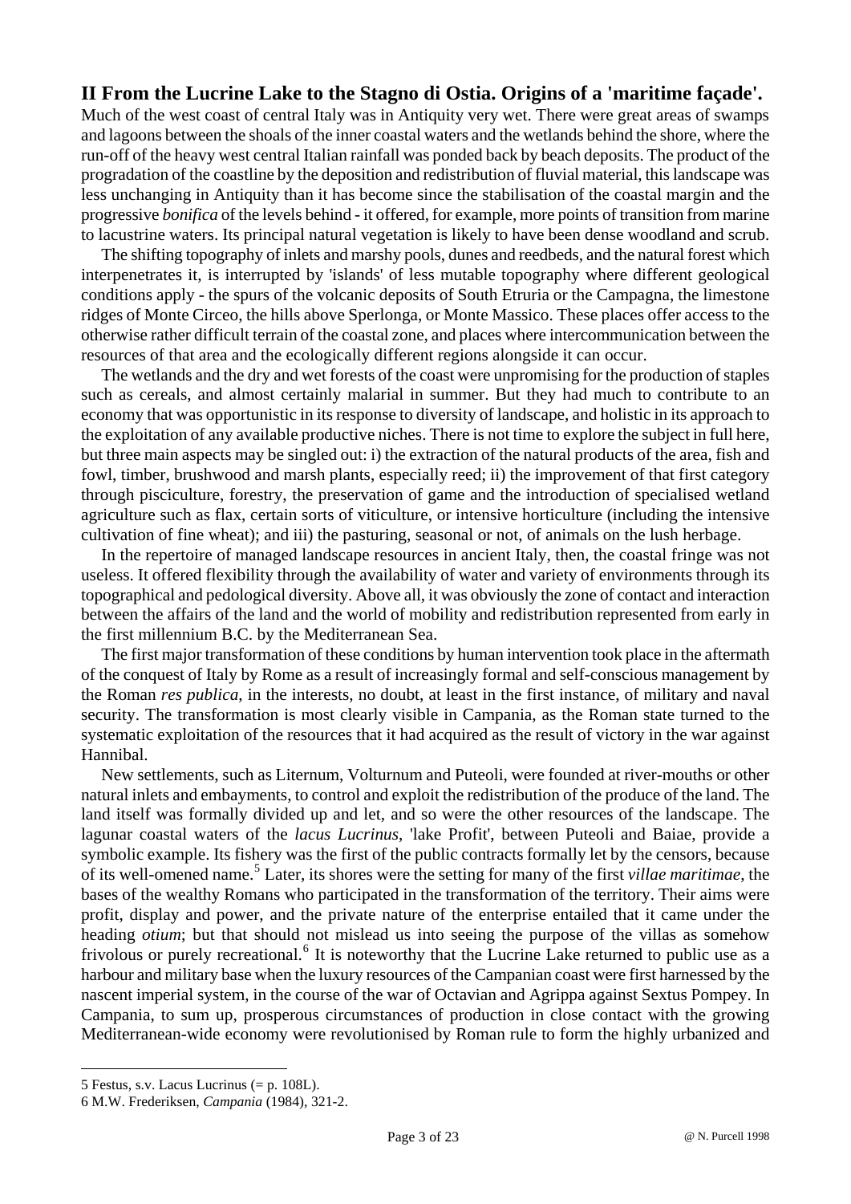## II From the Lucrine Lake to the Stagno di Ostia. Origins of a 'maritime façade'.

Much of the west coast of central Italy was in Antiquity very wet. There were great areas of swamps and lagoons between the shoals of the inner coastal waters and the wetlands behind the shore, where the run-off of the heavy west central Italian rainfall was ponded back by beach deposits. The product of the progradation of the coastline by the deposition and redistribution of fluvial material, this landscape was less unchanging in Antiquity than it has become since the stabilisation of the coastal margin and the progressive *bonifica* of the levels behind - it offered, for example, more points of transition from marine to lacustrine waters. Its principal natural vegetation is likely to have been dense woodland and scrub.

The shifting topography of inlets and marshy pools, dunes and reedbeds, and the natural forest which interpenetrates it, is interrupted by 'islands' of less mutable topography where different geological conditions apply - the spurs of the volcanic deposits of South Etruria or the Campagna, the limestone ridges of Monte Circeo, the hills above Sperlonga, or Monte Massico. These places offer access to the otherwise rather difficult terrain of the coastal zone, and places where intercommunication between the resources of that area and the ecologically different regions alongside it can occur.

The wetlands and the dry and wet forests of the coast were unpromising for the production of staples such as cereals, and almost certainly malarial in summer. But they had much to contribute to an economy that was opportunistic in its response to diversity of landscape, and holistic in its approach to the exploitation of any available productive niches. There is not time to explore the subject in full here, but three main aspects may be singled out: i) the extraction of the natural products of the area, fish and fowl, timber, brushwood and marsh plants, especially reed; ii) the improvement of that first category through pisciculture, forestry, the preservation of game and the introduction of specialised wetland agriculture such as flax, certain sorts of viticulture, or intensive horticulture (including the intensive cultivation of fine wheat); and iii) the pasturing, seasonal or not, of animals on the lush herbage.

In the repertoire of managed landscape resources in ancient Italy, then, the coastal fringe was not useless. It offered flexibility through the availability of water and variety of environments through its topographical and pedological diversity. Above all, it was obviously the zone of contact and interaction between the affairs of the land and the world of mobility and redistribution represented from early in the first millennium B.C. by the Mediterranean Sea.

The first major transformation of these conditions by human intervention took place in the aftermath of the conquest of Italy by Rome as a result of increasingly formal and self-conscious management by the Roman *res publica*, in the interests, no doubt, at least in the first instance, of military and naval security. The transformation is most clearly visible in Campania, as the Roman state turned to the systematic exploitation of the resources that it had acquired as the result of victory in the war against Hannibal.

New settlements, such as Liternum, Volturnum and Puteoli, were founded at river-mouths or other natural inlets and embayments, to control and exploit the redistribution of the produce of the land. The land itself was formally divided up and let, and so were the other resources of the landscape. The lagunar coastal waters of the *lacus Lucrinus*, 'lake Profit', between Puteoli and Baiae, provide a symbolic example. Its fishery was the first of the public contracts formally let by the censors, because of its well-omened name.[5] Later, its shores were the setting for many of the first *villae maritimae*, the bases of the wealthy Romans who participated in the transformation of the territory. Their aims were profit, display and power, and the private nature of the enterprise entailed that it came under the heading *otium*; but that should not mislead us into seeing the purpose of the villas as somehow frivolous or purely recreational.[6] It is noteworthy that the Lucrine Lake returned to public use as a harbour and military base when the luxury resources of the Campanian coast were first harnessed by the nascent imperial system, in the course of the war of Octavian and Agrippa against Sextus Pompey. In Campania, to sum up, prosperous circumstances of production in close contact with the growing Mediterranean-wide economy were revolutionised by Roman rule to form the highly urbanized and

---

5 Festus, s.v. Lacus Lucrinus (= p. 108L).

6 M.W. Frederiksen, *Campania* (1984), 321-2.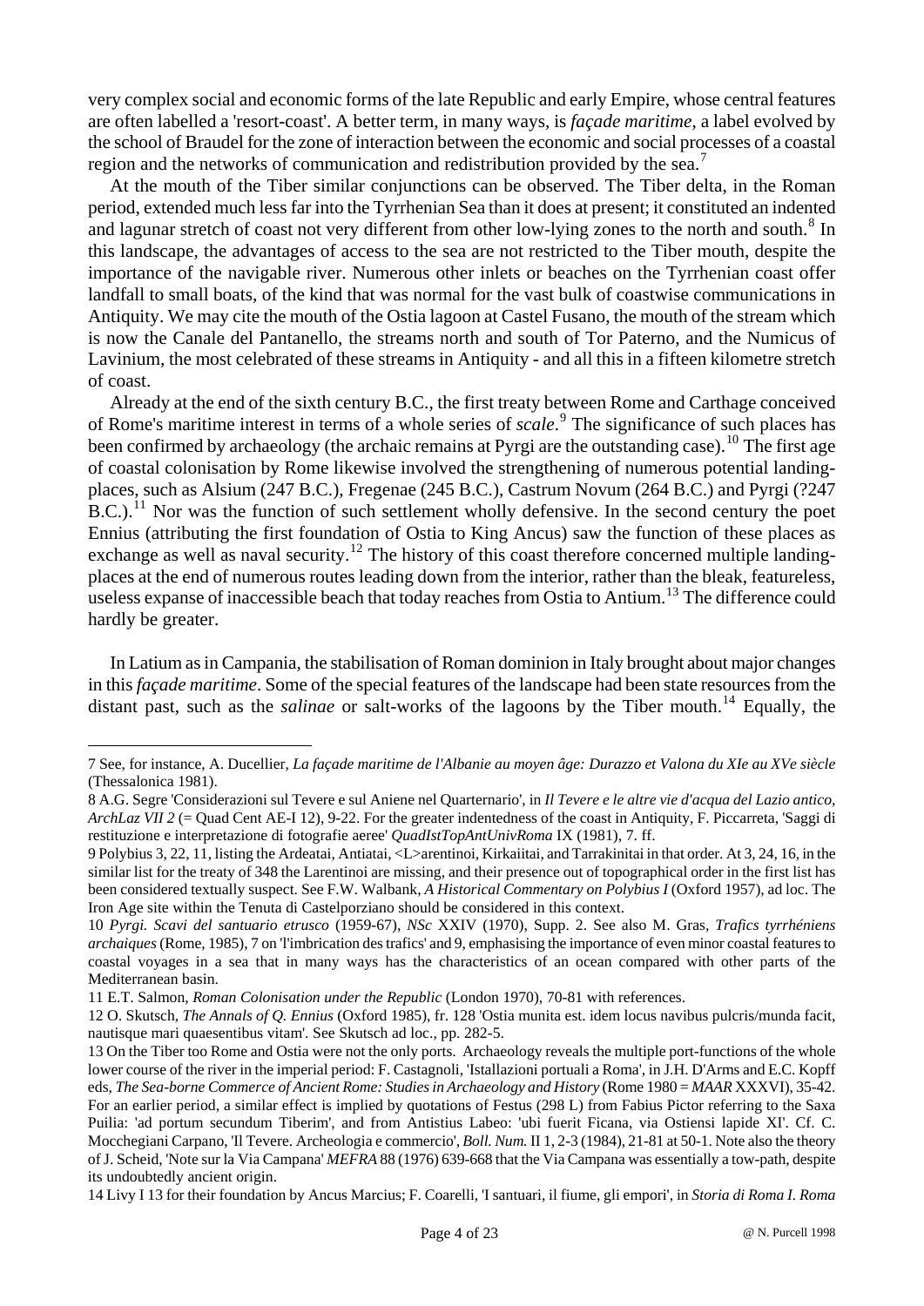very complex social and economic forms of the late Republic and early Empire, whose central features are often labelled a 'resort-coast'. A better term, in many ways, is *façade maritime*, a label evolved by the school of Braudel for the zone of interaction between the economic and social processes of a coastal region and the networks of communication and redistribution provided by the sea.[7]

At the mouth of the Tiber similar conjunctions can be observed. The Tiber delta, in the Roman period, extended much less far into the Tyrrhenian Sea than it does at present; it constituted an indented and lagunar stretch of coast not very different from other low-lying zones to the north and south.[8] In this landscape, the advantages of access to the sea are not restricted to the Tiber mouth, despite the importance of the navigable river. Numerous other inlets or beaches on the Tyrrhenian coast offer landfall to small boats, of the kind that was normal for the vast bulk of coastwise communications in Antiquity. We may cite the mouth of the Ostia lagoon at Castel Fusano, the mouth of the stream which is now the Canale del Pantanello, the streams north and south of Tor Paterno, and the Numicus of Lavinium, the most celebrated of these streams in Antiquity - and all this in a fifteen kilometre stretch of coast.

Already at the end of the sixth century B.C., the first treaty between Rome and Carthage conceived of Rome's maritime interest in terms of a whole series of *scale*.[9] The significance of such places has been confirmed by archaeology (the archaic remains at Pyrgi are the outstanding case).[10] The first age of coastal colonisation by Rome likewise involved the strengthening of numerous potential landing-places, such as Alsium (247 B.C.), Fregenae (245 B.C.), Castrum Novum (264 B.C.) and Pyrgi (?247 B.C.).[11] Nor was the function of such settlement wholly defensive. In the second century the poet Ennius (attributing the first foundation of Ostia to King Ancus) saw the function of these places as exchange as well as naval security.[12] The history of this coast therefore concerned multiple landing-places at the end of numerous routes leading down from the interior, rather than the bleak, featureless, useless expanse of inaccessible beach that today reaches from Ostia to Antium.[13] The difference could hardly be greater.

In Latium as in Campania, the stabilisation of Roman dominion in Italy brought about major changes in this *façade maritime*. Some of the special features of the landscape had been state resources from the distant past, such as the *salinae* or salt-works of the lagoons by the Tiber mouth.[14] Equally, the

---

7 See, for instance, A. Ducellier, *La façade maritime de l'Albanie au moyen âge: Durazzo et Valona du XIe au XVe siècle* (Thessalonica 1981).

8 A.G. Segre 'Considerazioni sul Tevere e sul Aniene nel Quarternario', in *Il Tevere e le altre vie d'acqua del Lazio antico*, *ArchLaz VII 2* (= Quad Cent AE-I 12), 9-22. For the greater indentedness of the coast in Antiquity, F. Piccarreta, 'Saggi di restituzione e interpretazione di fotografie aeree' *QuadIstTopAntUnivRoma* IX (1981), 7. ff.

9 Polybius 3, 22, 11, listing the Ardeatai, Antiatai, <L>arentinoi, Kirkaiitai, and Tarrakinitai in that order. At 3, 24, 16, in the similar list for the treaty of 348 the Larentinoi are missing, and their presence out of topographical order in the first list has been considered textually suspect. See F.W. Walbank, *A Historical Commentary on Polybius I* (Oxford 1957), ad loc. The Iron Age site within the Tenuta di Castelporziano should be considered in this context.

10 *Pyrgi. Scavi del santuario etrusco* (1959-67), *NSc* XXIV (1970), Supp. 2. See also M. Gras, *Trafics tyrrhéniens archaiques* (Rome, 1985), 7 on 'l'imbrication des trafics' and 9, emphasising the importance of even minor coastal features to coastal voyages in a sea that in many ways has the characteristics of an ocean compared with other parts of the Mediterranean basin.

11 E.T. Salmon, *Roman Colonisation under the Republic* (London 1970), 70-81 with references.

12 O. Skutsch, *The Annals of Q. Ennius* (Oxford 1985), fr. 128 'Ostia munita est. idem locus navibus pulcris/munda facit, nautisque mari quaesentibus vitam'. See Skutsch ad loc., pp. 282-5.

13 On the Tiber too Rome and Ostia were not the only ports. Archaeology reveals the multiple port-functions of the whole lower course of the river in the imperial period: F. Castagnoli, 'Istallazioni portuali a Roma', in J.H. D'Arms and E.C. Kopff eds, *The Sea-borne Commerce of Ancient Rome: Studies in Archaeology and History* (Rome 1980 = *MAAR* XXXVI), 35-42. For an earlier period, a similar effect is implied by quotations of Festus (298 L) from Fabius Pictor referring to the Saxa Puilia: 'ad portum secundum Tiberim', and from Antistius Labeo: 'ubi fuerit Ficana, via Ostiensi lapide XI'. Cf. C. Mocchegiani Carpano, 'Il Tevere. Archeologia e commercio', *Boll. Num.* II 1, 2-3 (1984), 21-81 at 50-1. Note also the theory of J. Scheid, 'Note sur la Via Campana' *MEFRA* 88 (1976) 639-668 that the Via Campana was essentially a tow-path, despite its undoubtedly ancient origin.

14 Livy I 13 for their foundation by Ancus Marcius; F. Coarelli, 'I santuari, il fiume, gli empori', in *Storia di Roma I. Roma*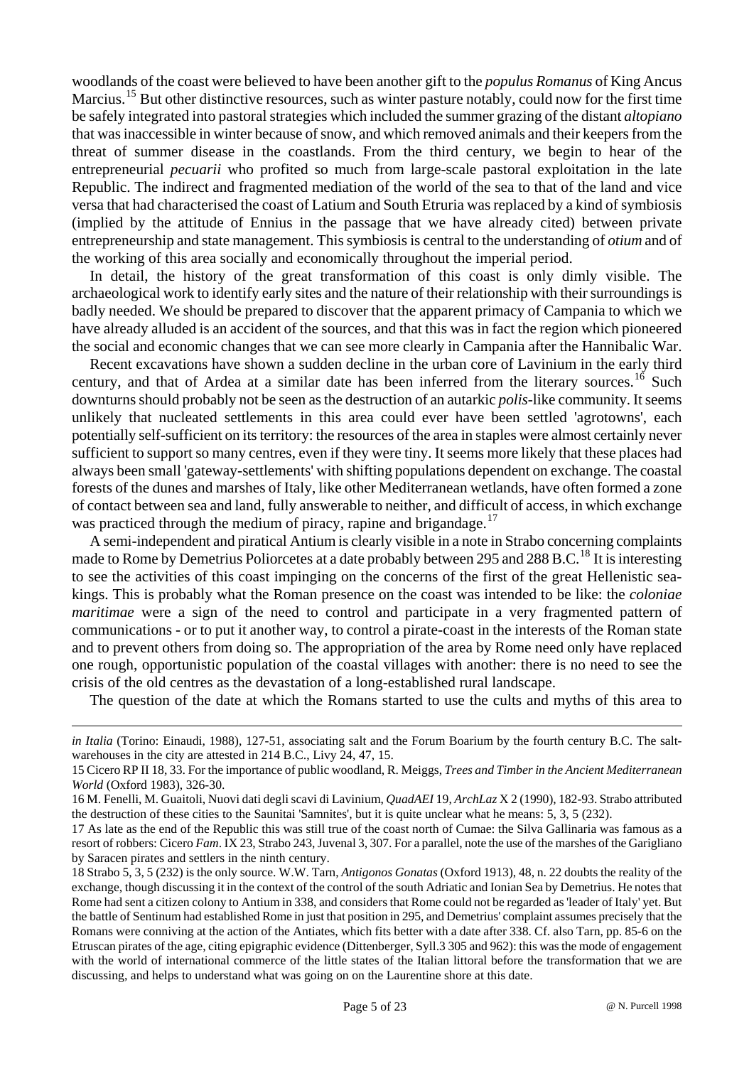woodlands of the coast were believed to have been another gift to the *populus Romanus* of King Ancus Marcius.[15] But other distinctive resources, such as winter pasture notably, could now for the first time be safely integrated into pastoral strategies which included the summer grazing of the distant *altopiano* that was inaccessible in winter because of snow, and which removed animals and their keepers from the threat of summer disease in the coastlands. From the third century, we begin to hear of the entrepreneurial *pecuarii* who profited so much from large-scale pastoral exploitation in the late Republic. The indirect and fragmented mediation of the world of the sea to that of the land and vice versa that had characterised the coast of Latium and South Etruria was replaced by a kind of symbiosis (implied by the attitude of Ennius in the passage that we have already cited) between private entrepreneurship and state management. This symbiosis is central to the understanding of *otium* and of the working of this area socially and economically throughout the imperial period.

In detail, the history of the great transformation of this coast is only dimly visible. The archaeological work to identify early sites and the nature of their relationship with their surroundings is badly needed. We should be prepared to discover that the apparent primacy of Campania to which we have already alluded is an accident of the sources, and that this was in fact the region which pioneered the social and economic changes that we can see more clearly in Campania after the Hannibalic War.

Recent excavations have shown a sudden decline in the urban core of Lavinium in the early third century, and that of Ardea at a similar date has been inferred from the literary sources.[16] Such downturns should probably not be seen as the destruction of an autarkic *polis*-like community. It seems unlikely that nucleated settlements in this area could ever have been settled 'agrotowns', each potentially self-sufficient on its territory: the resources of the area in staples were almost certainly never sufficient to support so many centres, even if they were tiny. It seems more likely that these places had always been small 'gateway-settlements' with shifting populations dependent on exchange. The coastal forests of the dunes and marshes of Italy, like other Mediterranean wetlands, have often formed a zone of contact between sea and land, fully answerable to neither, and difficult of access, in which exchange was practiced through the medium of piracy, rapine and brigandage.[17]

A semi-independent and piratical Antium is clearly visible in a note in Strabo concerning complaints made to Rome by Demetrius Poliorcetes at a date probably between 295 and 288 B.C.[18] It is interesting to see the activities of this coast impinging on the concerns of the first of the great Hellenistic sea-kings. This is probably what the Roman presence on the coast was intended to be like: the *coloniae maritimae* were a sign of the need to control and participate in a very fragmented pattern of communications - or to put it another way, to control a pirate-coast in the interests of the Roman state and to prevent others from doing so. The appropriation of the area by Rome need only have replaced one rough, opportunistic population of the coastal villages with another: there is no need to see the crisis of the old centres as the devastation of a long-established rural landscape.

The question of the date at which the Romans started to use the cults and myths of this area to

---

*in Italia* (Torino: Einaudi, 1988), 127-51, associating salt and the Forum Boarium by the fourth century B.C. The salt-warehouses in the city are attested in 214 B.C., Livy 24, 47, 15.

15 Cicero RP II 18, 33. For the importance of public woodland, R. Meiggs, *Trees and Timber in the Ancient Mediterranean World* (Oxford 1983), 326-30.

16 M. Fenelli, M. Guaitoli, Nuovi dati degli scavi di Lavinium, *QuadAEI* 19, *ArchLaz* X 2 (1990), 182-93. Strabo attributed the destruction of these cities to the Saunitai 'Samnites', but it is quite unclear what he means: 5, 3, 5 (232).

17 As late as the end of the Republic this was still true of the coast north of Cumae: the Silva Gallinaria was famous as a resort of robbers: Cicero *Fam*. IX 23, Strabo 243, Juvenal 3, 307. For a parallel, note the use of the marshes of the Garigliano by Saracen pirates and settlers in the ninth century.

18 Strabo 5, 3, 5 (232) is the only source. W.W. Tarn, *Antigonos Gonatas* (Oxford 1913), 48, n. 22 doubts the reality of the exchange, though discussing it in the context of the control of the south Adriatic and Ionian Sea by Demetrius. He notes that Rome had sent a citizen colony to Antium in 338, and considers that Rome could not be regarded as 'leader of Italy' yet. But the battle of Sentinum had established Rome in just that position in 295, and Demetrius' complaint assumes precisely that the Romans were conniving at the action of the Antiates, which fits better with a date after 338. Cf. also Tarn, pp. 85-6 on the Etruscan pirates of the age, citing epigraphic evidence (Dittenberger, Syll.3 305 and 962): this was the mode of engagement with the world of international commerce of the little states of the Italian littoral before the transformation that we are discussing, and helps to understand what was going on on the Laurentine shore at this date.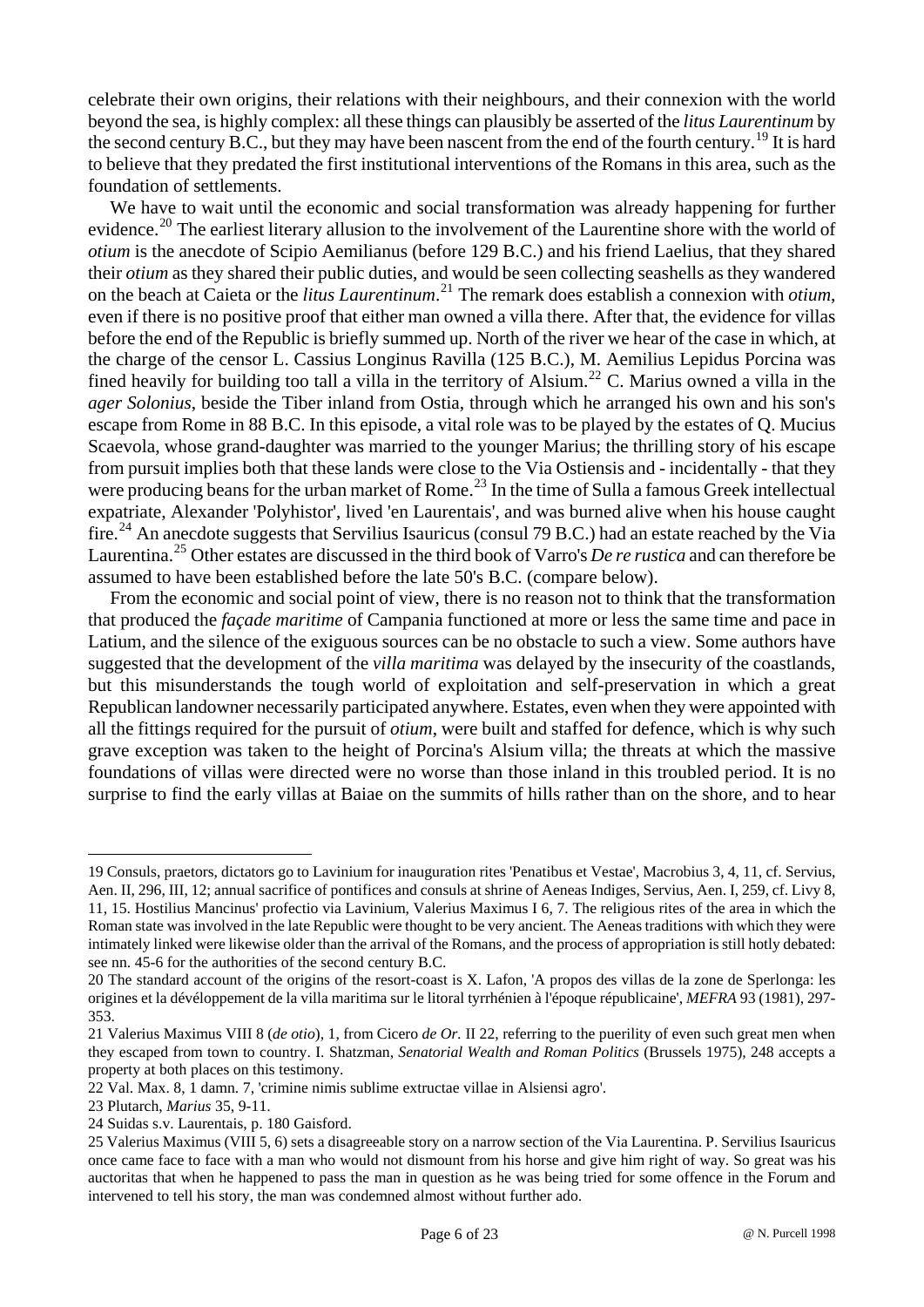celebrate their own origins, their relations with their neighbours, and their connexion with the world beyond the sea, is highly complex: all these things can plausibly be asserted of the *litus Laurentinum* by the second century B.C., but they may have been nascent from the end of the fourth century.[19] It is hard to believe that they predated the first institutional interventions of the Romans in this area, such as the foundation of settlements.

We have to wait until the economic and social transformation was already happening for further evidence.[20] The earliest literary allusion to the involvement of the Laurentine shore with the world of *otium* is the anecdote of Scipio Aemilianus (before 129 B.C.) and his friend Laelius, that they shared their *otium* as they shared their public duties, and would be seen collecting seashells as they wandered on the beach at Caieta or the *litus Laurentinum*.[21] The remark does establish a connexion with *otium*, even if there is no positive proof that either man owned a villa there. After that, the evidence for villas before the end of the Republic is briefly summed up. North of the river we hear of the case in which, at the charge of the censor L. Cassius Longinus Ravilla (125 B.C.), M. Aemilius Lepidus Porcina was fined heavily for building too tall a villa in the territory of Alsium.[22] C. Marius owned a villa in the *ager Solonius*, beside the Tiber inland from Ostia, through which he arranged his own and his son's escape from Rome in 88 B.C. In this episode, a vital role was to be played by the estates of Q. Mucius Scaevola, whose grand-daughter was married to the younger Marius; the thrilling story of his escape from pursuit implies both that these lands were close to the Via Ostiensis and - incidentally - that they were producing beans for the urban market of Rome.[23] In the time of Sulla a famous Greek intellectual expatriate, Alexander 'Polyhistor', lived 'en Laurentais', and was burned alive when his house caught fire.[24] An anecdote suggests that Servilius Isauricus (consul 79 B.C.) had an estate reached by the Via Laurentina.[25] Other estates are discussed in the third book of Varro's *De re rustica* and can therefore be assumed to have been established before the late 50's B.C. (compare below).

From the economic and social point of view, there is no reason not to think that the transformation that produced the *façade maritime* of Campania functioned at more or less the same time and pace in Latium, and the silence of the exiguous sources can be no obstacle to such a view. Some authors have suggested that the development of the *villa maritima* was delayed by the insecurity of the coastlands, but this misunderstands the tough world of exploitation and self-preservation in which a great Republican landowner necessarily participated anywhere. Estates, even when they were appointed with all the fittings required for the pursuit of *otium*, were built and staffed for defence, which is why such grave exception was taken to the height of Porcina's Alsium villa; the threats at which the massive foundations of villas were directed were no worse than those inland in this troubled period. It is no surprise to find the early villas at Baiae on the summits of hills rather than on the shore, and to hear

---

19 Consuls, praetors, dictators go to Lavinium for inauguration rites 'Penatibus et Vestae', Macrobius 3, 4, 11, cf. Servius, Aen. II, 296, III, 12; annual sacrifice of pontifices and consuls at shrine of Aeneas Indiges, Servius, Aen. I, 259, cf. Livy 8, 11, 15. Hostilius Mancinus' profectio via Lavinium, Valerius Maximus I 6, 7. The religious rites of the area in which the Roman state was involved in the late Republic were thought to be very ancient. The Aeneas traditions with which they were intimately linked were likewise older than the arrival of the Romans, and the process of appropriation is still hotly debated: see nn. 45-6 for the authorities of the second century B.C.

20 The standard account of the origins of the resort-coast is X. Lafon, 'A propos des villas de la zone de Sperlonga: les origines et la dévéloppement de la villa maritima sur le litoral tyrrhénien à l'époque républicaine', *MEFRA* 93 (1981), 297-353.

21 Valerius Maximus VIII 8 (*de otio*), 1, from Cicero *de Or.* II 22, referring to the puerility of even such great men when they escaped from town to country. I. Shatzman, *Senatorial Wealth and Roman Politics* (Brussels 1975), 248 accepts a property at both places on this testimony.

22 Val. Max. 8, 1 damn. 7, 'crimine nimis sublime extructae villae in Alsiensi agro'.

23 Plutarch, *Marius* 35, 9-11.

24 Suidas s.v. Laurentais, p. 180 Gaisford.

25 Valerius Maximus (VIII 5, 6) sets a disagreeable story on a narrow section of the Via Laurentina. P. Servilius Isauricus once came face to face with a man who would not dismount from his horse and give him right of way. So great was his auctoritas that when he happened to pass the man in question as he was being tried for some offence in the Forum and intervened to tell his story, the man was condemned almost without further ado.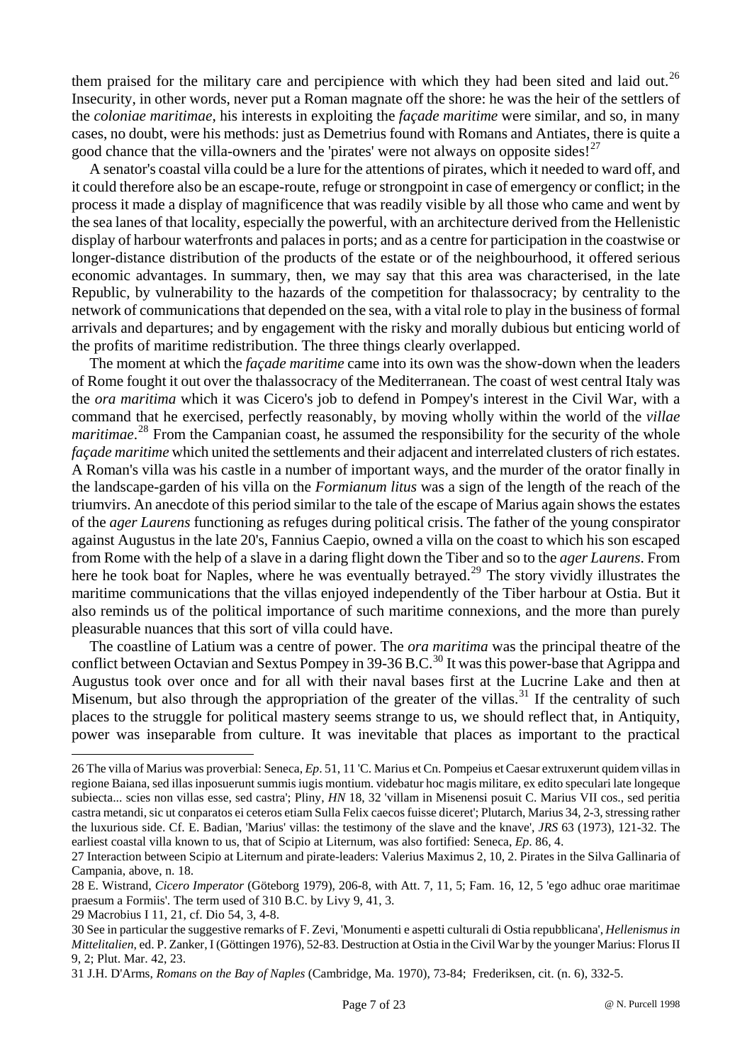them praised for the military care and percipience with which they had been sited and laid out.[26] Insecurity, in other words, never put a Roman magnate off the shore: he was the heir of the settlers of the *coloniae maritimae*, his interests in exploiting the *façade maritime* were similar, and so, in many cases, no doubt, were his methods: just as Demetrius found with Romans and Antiates, there is quite a good chance that the villa-owners and the 'pirates' were not always on opposite sides![27]

A senator's coastal villa could be a lure for the attentions of pirates, which it needed to ward off, and it could therefore also be an escape-route, refuge or strongpoint in case of emergency or conflict; in the process it made a display of magnificence that was readily visible by all those who came and went by the sea lanes of that locality, especially the powerful, with an architecture derived from the Hellenistic display of harbour waterfronts and palaces in ports; and as a centre for participation in the coastwise or longer-distance distribution of the products of the estate or of the neighbourhood, it offered serious economic advantages. In summary, then, we may say that this area was characterised, in the late Republic, by vulnerability to the hazards of the competition for thalassocracy; by centrality to the network of communications that depended on the sea, with a vital role to play in the business of formal arrivals and departures; and by engagement with the risky and morally dubious but enticing world of the profits of maritime redistribution. The three things clearly overlapped.

The moment at which the *façade maritime* came into its own was the show-down when the leaders of Rome fought it out over the thalassocracy of the Mediterranean. The coast of west central Italy was the *ora maritima* which it was Cicero's job to defend in Pompey's interest in the Civil War, with a command that he exercised, perfectly reasonably, by moving wholly within the world of the *villae maritimae*.[28] From the Campanian coast, he assumed the responsibility for the security of the whole *façade maritime* which united the settlements and their adjacent and interrelated clusters of rich estates. A Roman's villa was his castle in a number of important ways, and the murder of the orator finally in the landscape-garden of his villa on the *Formianum litus* was a sign of the length of the reach of the triumvirs. An anecdote of this period similar to the tale of the escape of Marius again shows the estates of the *ager Laurens* functioning as refuges during political crisis. The father of the young conspirator against Augustus in the late 20's, Fannius Caepio, owned a villa on the coast to which his son escaped from Rome with the help of a slave in a daring flight down the Tiber and so to the *ager Laurens*. From here he took boat for Naples, where he was eventually betrayed.[29] The story vividly illustrates the maritime communications that the villas enjoyed independently of the Tiber harbour at Ostia. But it also reminds us of the political importance of such maritime connexions, and the more than purely pleasurable nuances that this sort of villa could have.

The coastline of Latium was a centre of power. The *ora maritima* was the principal theatre of the conflict between Octavian and Sextus Pompey in 39-36 B.C.[30] It was this power-base that Agrippa and Augustus took over once and for all with their naval bases first at the Lucrine Lake and then at Misenum, but also through the appropriation of the greater of the villas.[31] If the centrality of such places to the struggle for political mastery seems strange to us, we should reflect that, in Antiquity, power was inseparable from culture. It was inevitable that places as important to the practical

---

26 The villa of Marius was proverbial: Seneca, *Ep*. 51, 11 'C. Marius et Cn. Pompeius et Caesar extruxerunt quidem villas in regione Baiana, sed illas inposuerunt summis iugis montium. videbatur hoc magis militare, ex edito speculari late longeque subiecta... scies non villas esse, sed castra'; Pliny, *HN* 18, 32 'villam in Misenensi posuit C. Marius VII cos., sed peritia castra metandi, sic ut conparatos ei ceteros etiam Sulla Felix caecos fuisse diceret'; Plutarch, Marius 34, 2-3, stressing rather the luxurious side. Cf. E. Badian, 'Marius' villas: the testimony of the slave and the knave', *JRS* 63 (1973), 121-32. The earliest coastal villa known to us, that of Scipio at Liternum, was also fortified: Seneca, *Ep*. 86, 4.

27 Interaction between Scipio at Liternum and pirate-leaders: Valerius Maximus 2, 10, 2. Pirates in the Silva Gallinaria of Campania, above, n. 18.

28 E. Wistrand, *Cicero Imperator* (Göteborg 1979), 206-8, with Att. 7, 11, 5; Fam. 16, 12, 5 'ego adhuc orae maritimae praesum a Formiis'. The term used of 310 B.C. by Livy 9, 41, 3.

29 Macrobius I 11, 21, cf. Dio 54, 3, 4-8.

30 See in particular the suggestive remarks of F. Zevi, 'Monumenti e aspetti culturali di Ostia repubblicana', *Hellenismus in Mittelitalien*, ed. P. Zanker, I (Göttingen 1976), 52-83. Destruction at Ostia in the Civil War by the younger Marius: Florus II 9, 2; Plut. Mar. 42, 23.

31 J.H. D'Arms, *Romans on the Bay of Naples* (Cambridge, Ma. 1970), 73-84; Frederiksen, cit. (n. 6), 332-5.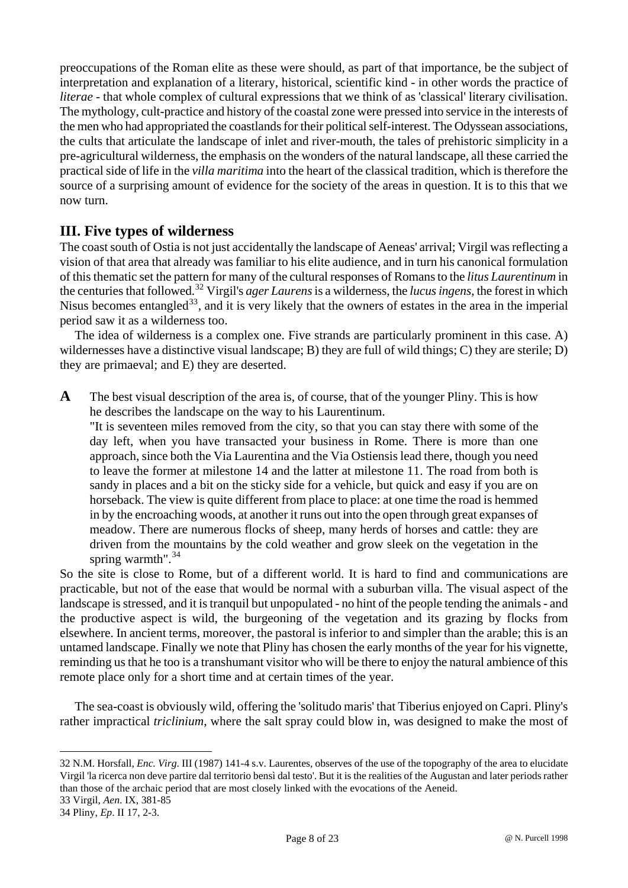preoccupations of the Roman elite as these were should, as part of that importance, be the subject of interpretation and explanation of a literary, historical, scientific kind - in other words the practice of *literae* - that whole complex of cultural expressions that we think of as 'classical' literary civilisation. The mythology, cult-practice and history of the coastal zone were pressed into service in the interests of the men who had appropriated the coastlands for their political self-interest. The Odyssean associations, the cults that articulate the landscape of inlet and river-mouth, the tales of prehistoric simplicity in a pre-agricultural wilderness, the emphasis on the wonders of the natural landscape, all these carried the practical side of life in the *villa maritima* into the heart of the classical tradition, which is therefore the source of a surprising amount of evidence for the society of the areas in question. It is to this that we now turn.

## III. Five types of wilderness

The coast south of Ostia is not just accidentally the landscape of Aeneas' arrival; Virgil was reflecting a vision of that area that already was familiar to his elite audience, and in turn his canonical formulation of this thematic set the pattern for many of the cultural responses of Romans to the *litus Laurentinum* in the centuries that followed.[32] Virgil's *ager Laurens* is a wilderness, the *lucus ingens*, the forest in which Nisus becomes entangled[33], and it is very likely that the owners of estates in the area in the imperial period saw it as a wilderness too.

The idea of wilderness is a complex one. Five strands are particularly prominent in this case. A) wildernesses have a distinctive visual landscape; B) they are full of wild things; C) they are sterile; D) they are primaeval; and E) they are deserted.

**A** The best visual description of the area is, of course, that of the younger Pliny. This is how he describes the landscape on the way to his Laurentinum.

> "It is seventeen miles removed from the city, so that you can stay there with some of the day left, when you have transacted your business in Rome. There is more than one approach, since both the Via Laurentina and the Via Ostiensis lead there, though you need to leave the former at milestone 14 and the latter at milestone 11. The road from both is sandy in places and a bit on the sticky side for a vehicle, but quick and easy if you are on horseback. The view is quite different from place to place: at one time the road is hemmed in by the encroaching woods, at another it runs out into the open through great expanses of meadow. There are numerous flocks of sheep, many herds of horses and cattle: they are driven from the mountains by the cold weather and grow sleek on the vegetation in the spring warmth".[34]

So the site is close to Rome, but of a different world. It is hard to find and communications are practicable, but not of the ease that would be normal with a suburban villa. The visual aspect of the landscape is stressed, and it is tranquil but unpopulated - no hint of the people tending the animals - and the productive aspect is wild, the burgeoning of the vegetation and its grazing by flocks from elsewhere. In ancient terms, moreover, the pastoral is inferior to and simpler than the arable; this is an untamed landscape. Finally we note that Pliny has chosen the early months of the year for his vignette, reminding us that he too is a transhumant visitor who will be there to enjoy the natural ambience of this remote place only for a short time and at certain times of the year.

The sea-coast is obviously wild, offering the 'solitudo maris' that Tiberius enjoyed on Capri. Pliny's rather impractical *triclinium*, where the salt spray could blow in, was designed to make the most of

---

32 N.M. Horsfall, *Enc. Virg*. III (1987) 141-4 s.v. Laurentes, observes of the use of the topography of the area to elucidate Virgil 'la ricerca non deve partire dal territorio bensì dal testo'. But it is the realities of the Augustan and later periods rather than those of the archaic period that are most closely linked with the evocations of the Aeneid.

33 Virgil, *Aen*. IX, 381-85

34 Pliny, *Ep*. II 17, 2-3.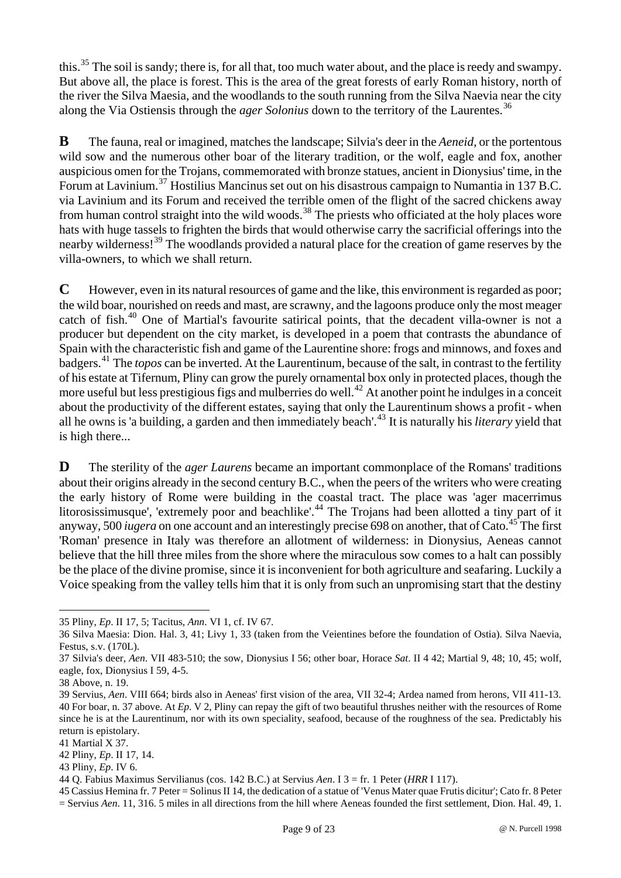this.[35] The soil is sandy; there is, for all that, too much water about, and the place is reedy and swampy. But above all, the place is forest. This is the area of the great forests of early Roman history, north of the river the Silva Maesia, and the woodlands to the south running from the Silva Naevia near the city along the Via Ostiensis through the *ager Solonius* down to the territory of the Laurentes.[36]

**B** The fauna, real or imagined, matches the landscape; Silvia's deer in the *Aeneid*, or the portentous wild sow and the numerous other boar of the literary tradition, or the wolf, eagle and fox, another auspicious omen for the Trojans, commemorated with bronze statues, ancient in Dionysius' time, in the Forum at Lavinium.[37] Hostilius Mancinus set out on his disastrous campaign to Numantia in 137 B.C. via Lavinium and its Forum and received the terrible omen of the flight of the sacred chickens away from human control straight into the wild woods.[38] The priests who officiated at the holy places wore hats with huge tassels to frighten the birds that would otherwise carry the sacrificial offerings into the nearby wilderness![39] The woodlands provided a natural place for the creation of game reserves by the villa-owners, to which we shall return.

**C** However, even in its natural resources of game and the like, this environment is regarded as poor; the wild boar, nourished on reeds and mast, are scrawny, and the lagoons produce only the most meager catch of fish.[40] One of Martial's favourite satirical points, that the decadent villa-owner is not a producer but dependent on the city market, is developed in a poem that contrasts the abundance of Spain with the characteristic fish and game of the Laurentine shore: frogs and minnows, and foxes and badgers.[41] The *topos* can be inverted. At the Laurentinum, because of the salt, in contrast to the fertility of his estate at Tifernum, Pliny can grow the purely ornamental box only in protected places, though the more useful but less prestigious figs and mulberries do well.[42] At another point he indulges in a conceit about the productivity of the different estates, saying that only the Laurentinum shows a profit - when all he owns is 'a building, a garden and then immediately beach'.[43] It is naturally his *literary* yield that is high there...

**D** The sterility of the *ager Laurens* became an important commonplace of the Romans' traditions about their origins already in the second century B.C., when the peers of the writers who were creating the early history of Rome were building in the coastal tract. The place was 'ager macerrimus litorosissimusque', 'extremely poor and beachlike'.[44] The Trojans had been allotted a tiny part of it anyway, 500 *iugera* on one account and an interestingly precise 698 on another, that of Cato.[45] The first 'Roman' presence in Italy was therefore an allotment of wilderness: in Dionysius, Aeneas cannot believe that the hill three miles from the shore where the miraculous sow comes to a halt can possibly be the place of the divine promise, since it is inconvenient for both agriculture and seafaring. Luckily a Voice speaking from the valley tells him that it is only from such an unpromising start that the destiny

---

35 Pliny, *Ep*. II 17, 5; Tacitus, *Ann*. VI 1, cf. IV 67.

36 Silva Maesia: Dion. Hal. 3, 41; Livy 1, 33 (taken from the Veientines before the foundation of Ostia). Silva Naevia, Festus, s.v. (170L).

37 Silvia's deer, *Aen*. VII 483-510; the sow, Dionysius I 56; other boar, Horace *Sat*. II 4 42; Martial 9, 48; 10, 45; wolf, eagle, fox, Dionysius I 59, 4-5.

38 Above, n. 19.

39 Servius, *Aen*. VIII 664; birds also in Aeneas' first vision of the area, VII 32-4; Ardea named from herons, VII 411-13.

40 For boar, n. 37 above. At *Ep*. V 2, Pliny can repay the gift of two beautiful thrushes neither with the resources of Rome since he is at the Laurentinum, nor with its own speciality, seafood, because of the roughness of the sea. Predictably his return is epistolary.

41 Martial X 37.

42 Pliny, *Ep*. II 17, 14.

43 Pliny, *Ep*. IV 6.

44 Q. Fabius Maximus Servilianus (cos. 142 B.C.) at Servius *Aen*. I 3 = fr. 1 Peter (*HRR* I 117).

45 Cassius Hemina fr. 7 Peter = Solinus II 14, the dedication of a statue of 'Venus Mater quae Frutis dicitur'; Cato fr. 8 Peter = Servius *Aen*. 11, 316. 5 miles in all directions from the hill where Aeneas founded the first settlement, Dion. Hal. 49, 1.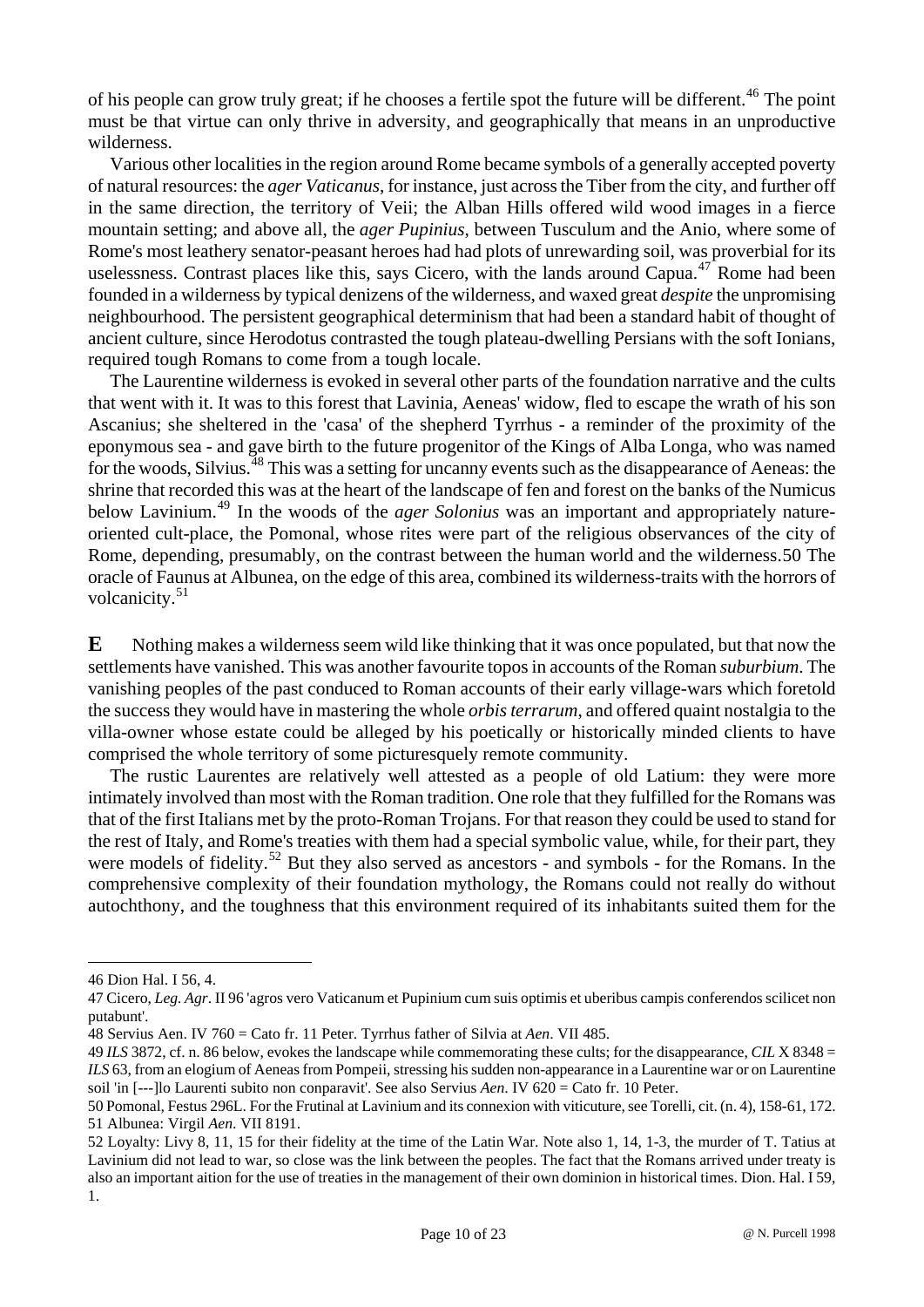of his people can grow truly great; if he chooses a fertile spot the future will be different.[46] The point must be that virtue can only thrive in adversity, and geographically that means in an unproductive wilderness.

Various other localities in the region around Rome became symbols of a generally accepted poverty of natural resources: the *ager Vaticanus*, for instance, just across the Tiber from the city, and further off in the same direction, the territory of Veii; the Alban Hills offered wild wood images in a fierce mountain setting; and above all, the *ager Pupinius*, between Tusculum and the Anio, where some of Rome's most leathery senator-peasant heroes had had plots of unrewarding soil, was proverbial for its uselessness. Contrast places like this, says Cicero, with the lands around Capua.[47] Rome had been founded in a wilderness by typical denizens of the wilderness, and waxed great *despite* the unpromising neighbourhood. The persistent geographical determinism that had been a standard habit of thought of ancient culture, since Herodotus contrasted the tough plateau-dwelling Persians with the soft Ionians, required tough Romans to come from a tough locale.

The Laurentine wilderness is evoked in several other parts of the foundation narrative and the cults that went with it. It was to this forest that Lavinia, Aeneas' widow, fled to escape the wrath of his son Ascanius; she sheltered in the 'casa' of the shepherd Tyrrhus - a reminder of the proximity of the eponymous sea - and gave birth to the future progenitor of the Kings of Alba Longa, who was named for the woods, Silvius.[48] This was a setting for uncanny events such as the disappearance of Aeneas: the shrine that recorded this was at the heart of the landscape of fen and forest on the banks of the Numicus below Lavinium.[49] In the woods of the *ager Solonius* was an important and appropriately nature-oriented cult-place, the Pomonal, whose rites were part of the religious observances of the city of Rome, depending, presumably, on the contrast between the human world and the wilderness.50 The oracle of Faunus at Albunea, on the edge of this area, combined its wilderness-traits with the horrors of volcanicity.[51]

**E** Nothing makes a wilderness seem wild like thinking that it was once populated, but that now the settlements have vanished. This was another favourite topos in accounts of the Roman *suburbium*. The vanishing peoples of the past conduced to Roman accounts of their early village-wars which foretold the success they would have in mastering the whole *orbis terrarum*, and offered quaint nostalgia to the villa-owner whose estate could be alleged by his poetically or historically minded clients to have comprised the whole territory of some picturesquely remote community.

The rustic Laurentes are relatively well attested as a people of old Latium: they were more intimately involved than most with the Roman tradition. One role that they fulfilled for the Romans was that of the first Italians met by the proto-Roman Trojans. For that reason they could be used to stand for the rest of Italy, and Rome's treaties with them had a special symbolic value, while, for their part, they were models of fidelity.[52] But they also served as ancestors - and symbols - for the Romans. In the comprehensive complexity of their foundation mythology, the Romans could not really do without autochthony, and the toughness that this environment required of its inhabitants suited them for the

---

46 Dion Hal. I 56, 4.

47 Cicero, *Leg. Agr*. II 96 'agros vero Vaticanum et Pupinium cum suis optimis et uberibus campis conferendos scilicet non putabunt'.

48 Servius Aen. IV 760 = Cato fr. 11 Peter. Tyrrhus father of Silvia at *Aen*. VII 485.

49 *ILS* 3872, cf. n. 86 below, evokes the landscape while commemorating these cults; for the disappearance, *CIL* X 8348 = *ILS* 63, from an elogium of Aeneas from Pompeii, stressing his sudden non-appearance in a Laurentine war or on Laurentine soil 'in [---]lo Laurenti subito non conparavit'. See also Servius *Aen*. IV 620 = Cato fr. 10 Peter.

50 Pomonal, Festus 296L. For the Frutinal at Lavinium and its connexion with viticuture, see Torelli, cit. (n. 4), 158-61, 172.

51 Albunea: Virgil *Aen*. VII 8191.

52 Loyalty: Livy 8, 11, 15 for their fidelity at the time of the Latin War. Note also 1, 14, 1-3, the murder of T. Tatius at Lavinium did not lead to war, so close was the link between the peoples. The fact that the Romans arrived under treaty is also an important aition for the use of treaties in the management of their own dominion in historical times. Dion. Hal. I 59, 1.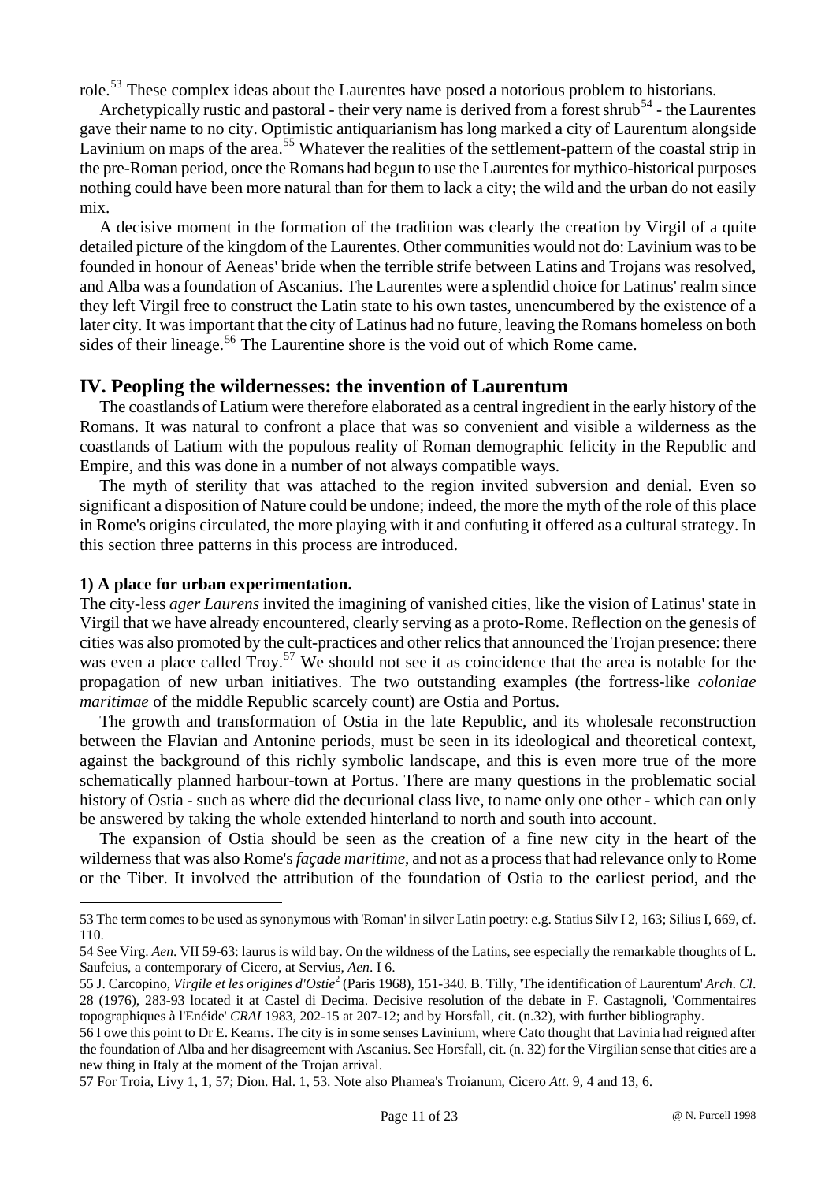role.[53] These complex ideas about the Laurentes have posed a notorious problem to historians.

Archetypically rustic and pastoral - their very name is derived from a forest shrub[54] - the Laurentes gave their name to no city. Optimistic antiquarianism has long marked a city of Laurentum alongside Lavinium on maps of the area.[55] Whatever the realities of the settlement-pattern of the coastal strip in the pre-Roman period, once the Romans had begun to use the Laurentes for mythico-historical purposes nothing could have been more natural than for them to lack a city; the wild and the urban do not easily mix.

A decisive moment in the formation of the tradition was clearly the creation by Virgil of a quite detailed picture of the kingdom of the Laurentes. Other communities would not do: Lavinium was to be founded in honour of Aeneas' bride when the terrible strife between Latins and Trojans was resolved, and Alba was a foundation of Ascanius. The Laurentes were a splendid choice for Latinus' realm since they left Virgil free to construct the Latin state to his own tastes, unencumbered by the existence of a later city. It was important that the city of Latinus had no future, leaving the Romans homeless on both sides of their lineage.[56] The Laurentine shore is the void out of which Rome came.

## IV. Peopling the wildernesses: the invention of Laurentum

The coastlands of Latium were therefore elaborated as a central ingredient in the early history of the Romans. It was natural to confront a place that was so convenient and visible a wilderness as the coastlands of Latium with the populous reality of Roman demographic felicity in the Republic and Empire, and this was done in a number of not always compatible ways.

The myth of sterility that was attached to the region invited subversion and denial. Even so significant a disposition of Nature could be undone; indeed, the more the myth of the role of this place in Rome's origins circulated, the more playing with it and confuting it offered as a cultural strategy. In this section three patterns in this process are introduced.

### 1) A place for urban experimentation.

The city-less *ager Laurens* invited the imagining of vanished cities, like the vision of Latinus' state in Virgil that we have already encountered, clearly serving as a proto-Rome. Reflection on the genesis of cities was also promoted by the cult-practices and other relics that announced the Trojan presence: there was even a place called Troy.[57] We should not see it as coincidence that the area is notable for the propagation of new urban initiatives. The two outstanding examples (the fortress-like *coloniae maritimae* of the middle Republic scarcely count) are Ostia and Portus.

The growth and transformation of Ostia in the late Republic, and its wholesale reconstruction between the Flavian and Antonine periods, must be seen in its ideological and theoretical context, against the background of this richly symbolic landscape, and this is even more true of the more schematically planned harbour-town at Portus. There are many questions in the problematic social history of Ostia - such as where did the decurional class live, to name only one other - which can only be answered by taking the whole extended hinterland to north and south into account.

The expansion of Ostia should be seen as the creation of a fine new city in the heart of the wilderness that was also Rome's *façade maritime*, and not as a process that had relevance only to Rome or the Tiber. It involved the attribution of the foundation of Ostia to the earliest period, and the

---

53 The term comes to be used as synonymous with 'Roman' in silver Latin poetry: e.g. Statius Silv I 2, 163; Silius I, 669, cf. 110.

54 See Virg. *Aen.* VII 59-63: laurus is wild bay. On the wildness of the Latins, see especially the remarkable thoughts of L. Saufeius, a contemporary of Cicero, at Servius, *Aen*. I 6.

55 J. Carcopino, *Virgile et les origines d'Ostie*[2] (Paris 1968), 151-340. B. Tilly, 'The identification of Laurentum' *Arch. Cl*. 28 (1976), 283-93 located it at Castel di Decima. Decisive resolution of the debate in F. Castagnoli, 'Commentaires topographiques à l'Enéide' *CRAI* 1983, 202-15 at 207-12; and by Horsfall, cit. (n.32), with further bibliography.

56 I owe this point to Dr E. Kearns. The city is in some senses Lavinium, where Cato thought that Lavinia had reigned after the foundation of Alba and her disagreement with Ascanius. See Horsfall, cit. (n. 32) for the Virgilian sense that cities are a new thing in Italy at the moment of the Trojan arrival.

57 For Troia, Livy 1, 1, 57; Dion. Hal. 1, 53. Note also Phamea's Troianum, Cicero *Att.* 9, 4 and 13, 6.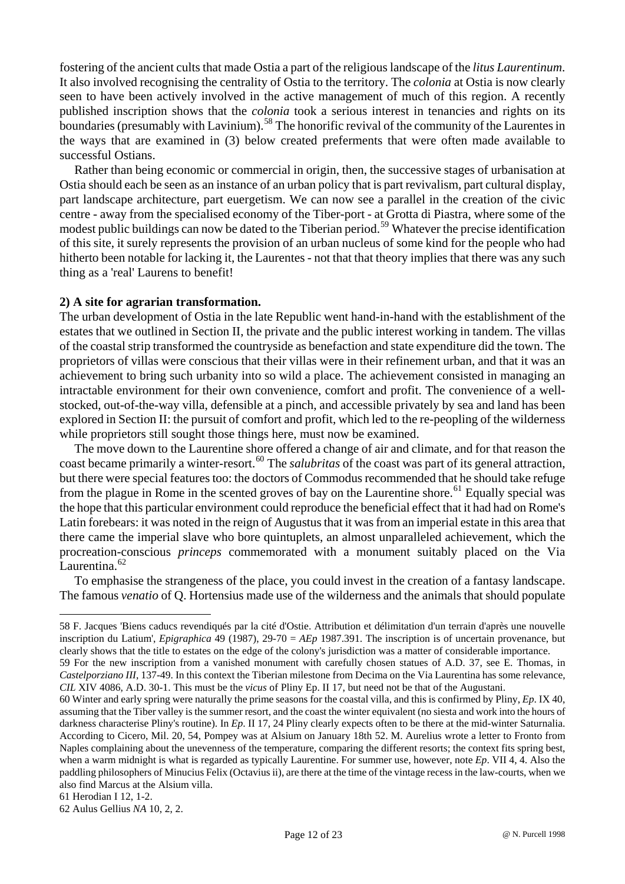fostering of the ancient cults that made Ostia a part of the religious landscape of the *litus Laurentinum*. It also involved recognising the centrality of Ostia to the territory. The *colonia* at Ostia is now clearly seen to have been actively involved in the active management of much of this region. A recently published inscription shows that the *colonia* took a serious interest in tenancies and rights on its boundaries (presumably with Lavinium).[58] The honorific revival of the community of the Laurentes in the ways that are examined in (3) below created preferments that were often made available to successful Ostians.

Rather than being economic or commercial in origin, then, the successive stages of urbanisation at Ostia should each be seen as an instance of an urban policy that is part revivalism, part cultural display, part landscape architecture, part euergetism. We can now see a parallel in the creation of the civic centre - away from the specialised economy of the Tiber-port - at Grotta di Piastra, where some of the modest public buildings can now be dated to the Tiberian period.[59] Whatever the precise identification of this site, it surely represents the provision of an urban nucleus of some kind for the people who had hitherto been notable for lacking it, the Laurentes - not that that theory implies that there was any such thing as a 'real' Laurens to benefit!

**2) A site for agrarian transformation.**

The urban development of Ostia in the late Republic went hand-in-hand with the establishment of the estates that we outlined in Section II, the private and the public interest working in tandem. The villas of the coastal strip transformed the countryside as benefaction and state expenditure did the town. The proprietors of villas were conscious that their villas were in their refinement urban, and that it was an achievement to bring such urbanity into so wild a place. The achievement consisted in managing an intractable environment for their own convenience, comfort and profit. The convenience of a well-stocked, out-of-the-way villa, defensible at a pinch, and accessible privately by sea and land has been explored in Section II: the pursuit of comfort and profit, which led to the re-peopling of the wilderness while proprietors still sought those things here, must now be examined.

The move down to the Laurentine shore offered a change of air and climate, and for that reason the coast became primarily a winter-resort.[60] The *salubritas* of the coast was part of its general attraction, but there were special features too: the doctors of Commodus recommended that he should take refuge from the plague in Rome in the scented groves of bay on the Laurentine shore.[61] Equally special was the hope that this particular environment could reproduce the beneficial effect that it had had on Rome's Latin forebears: it was noted in the reign of Augustus that it was from an imperial estate in this area that there came the imperial slave who bore quintuplets, an almost unparalleled achievement, which the procreation-conscious *princeps* commemorated with a monument suitably placed on the Via Laurentina.[62]

To emphasise the strangeness of the place, you could invest in the creation of a fantasy landscape. The famous *venatio* of Q. Hortensius made use of the wilderness and the animals that should populate

---

58 F. Jacques 'Biens caducs revendiqués par la cité d'Ostie. Attribution et délimitation d'un terrain d'après une nouvelle inscription du Latium', *Epigraphica* 49 (1987), 29-70 = *AEp* 1987.391. The inscription is of uncertain provenance, but clearly shows that the title to estates on the edge of the colony's jurisdiction was a matter of considerable importance.

59 For the new inscription from a vanished monument with carefully chosen statues of A.D. 37, see E. Thomas, in *Castelporziano III*, 137-49. In this context the Tiberian milestone from Decima on the Via Laurentina has some relevance, *CIL* XIV 4086, A.D. 30-1. This must be the *vicus* of Pliny Ep. II 17, but need not be that of the Augustani.

60 Winter and early spring were naturally the prime seasons for the coastal villa, and this is confirmed by Pliny, *Ep*. IX 40, assuming that the Tiber valley is the summer resort, and the coast the winter equivalent (no siesta and work into the hours of darkness characterise Pliny's routine). In *Ep*. II 17, 24 Pliny clearly expects often to be there at the mid-winter Saturnalia. According to Cicero, Mil. 20, 54, Pompey was at Alsium on January 18th 52. M. Aurelius wrote a letter to Fronto from Naples complaining about the unevenness of the temperature, comparing the different resorts; the context fits spring best, when a warm midnight is what is regarded as typically Laurentine. For summer use, however, note *Ep*. VII 4, 4. Also the paddling philosophers of Minucius Felix (Octavius ii), are there at the time of the vintage recess in the law-courts, when we also find Marcus at the Alsium villa.

61 Herodian I 12, 1-2.

62 Aulus Gellius *NA* 10, 2, 2.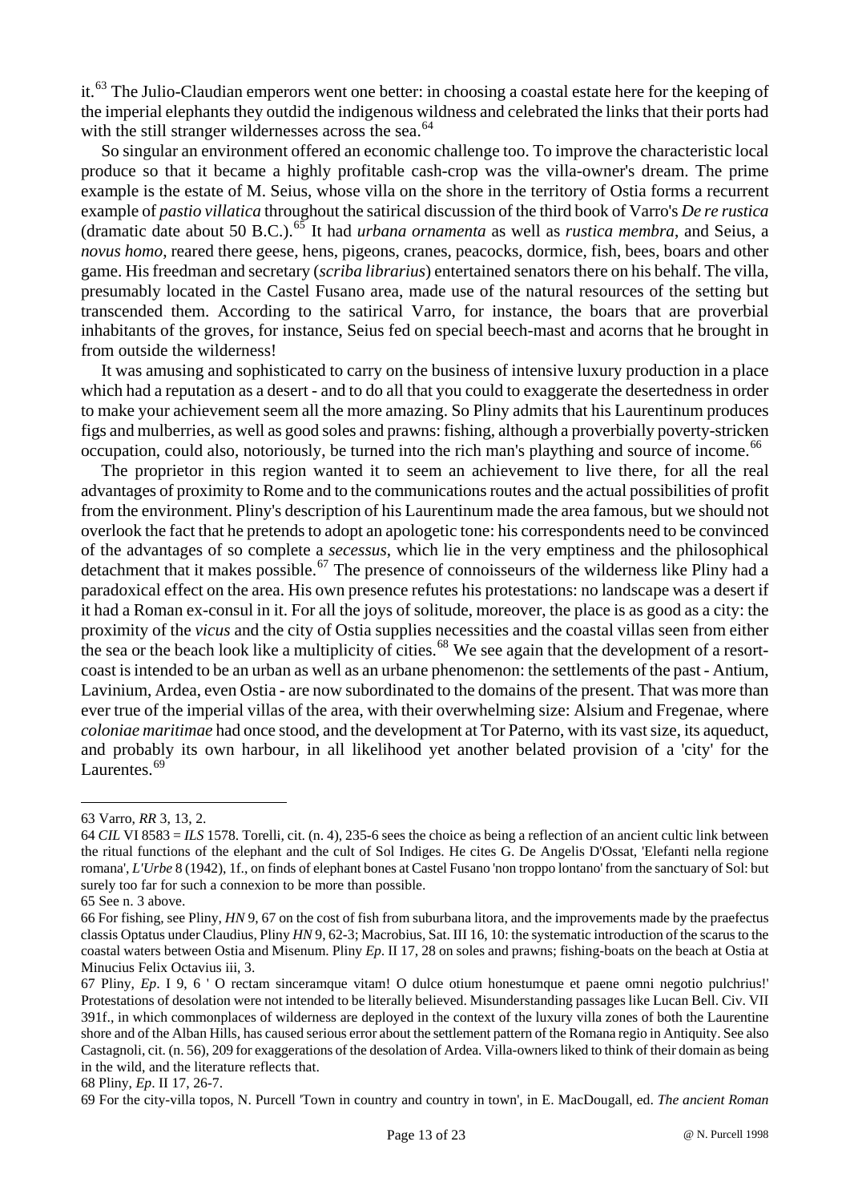it.[63] The Julio-Claudian emperors went one better: in choosing a coastal estate here for the keeping of the imperial elephants they outdid the indigenous wildness and celebrated the links that their ports had with the still stranger wildernesses across the sea.[64]

So singular an environment offered an economic challenge too. To improve the characteristic local produce so that it became a highly profitable cash-crop was the villa-owner's dream. The prime example is the estate of M. Seius, whose villa on the shore in the territory of Ostia forms a recurrent example of *pastio villatica* throughout the satirical discussion of the third book of Varro's *De re rustica* (dramatic date about 50 B.C.).[65] It had *urbana ornamenta* as well as *rustica membra*, and Seius, a *novus homo*, reared there geese, hens, pigeons, cranes, peacocks, dormice, fish, bees, boars and other game. His freedman and secretary (*scriba librarius*) entertained senators there on his behalf. The villa, presumably located in the Castel Fusano area, made use of the natural resources of the setting but transcended them. According to the satirical Varro, for instance, the boars that are proverbial inhabitants of the groves, for instance, Seius fed on special beech-mast and acorns that he brought in from outside the wilderness!

It was amusing and sophisticated to carry on the business of intensive luxury production in a place which had a reputation as a desert - and to do all that you could to exaggerate the desertedness in order to make your achievement seem all the more amazing. So Pliny admits that his Laurentinum produces figs and mulberries, as well as good soles and prawns: fishing, although a proverbially poverty-stricken occupation, could also, notoriously, be turned into the rich man's plaything and source of income.[66]

The proprietor in this region wanted it to seem an achievement to live there, for all the real advantages of proximity to Rome and to the communications routes and the actual possibilities of profit from the environment. Pliny's description of his Laurentinum made the area famous, but we should not overlook the fact that he pretends to adopt an apologetic tone: his correspondents need to be convinced of the advantages of so complete a *secessus*, which lie in the very emptiness and the philosophical detachment that it makes possible.[67] The presence of connoisseurs of the wilderness like Pliny had a paradoxical effect on the area. His own presence refutes his protestations: no landscape was a desert if it had a Roman ex-consul in it. For all the joys of solitude, moreover, the place is as good as a city: the proximity of the *vicus* and the city of Ostia supplies necessities and the coastal villas seen from either the sea or the beach look like a multiplicity of cities.[68] We see again that the development of a resort-coast is intended to be an urban as well as an urbane phenomenon: the settlements of the past - Antium, Lavinium, Ardea, even Ostia - are now subordinated to the domains of the present. That was more than ever true of the imperial villas of the area, with their overwhelming size: Alsium and Fregenae, where *coloniae maritimae* had once stood, and the development at Tor Paterno, with its vast size, its aqueduct, and probably its own harbour, in all likelihood yet another belated provision of a 'city' for the Laurentes.[69]

---

63 Varro, *RR* 3, 13, 2.

64 *CIL* VI 8583 = *ILS* 1578. Torelli, cit. (n. 4), 235-6 sees the choice as being a reflection of an ancient cultic link between the ritual functions of the elephant and the cult of Sol Indiges. He cites G. De Angelis D'Ossat, 'Elefanti nella regione romana', *L'Urbe* 8 (1942), 1f., on finds of elephant bones at Castel Fusano 'non troppo lontano' from the sanctuary of Sol: but surely too far for such a connexion to be more than possible.

65 See n. 3 above.

66 For fishing, see Pliny, *HN* 9, 67 on the cost of fish from suburbana litora, and the improvements made by the praefectus classis Optatus under Claudius, Pliny *HN* 9, 62-3; Macrobius, Sat. III 16, 10: the systematic introduction of the scarus to the coastal waters between Ostia and Misenum. Pliny *Ep*. II 17, 28 on soles and prawns; fishing-boats on the beach at Ostia at Minucius Felix Octavius iii, 3.

67 Pliny, *Ep*. I 9, 6 ' O rectam sinceramque vitam! O dulce otium honestumque et paene omni negotio pulchrius!' Protestations of desolation were not intended to be literally believed. Misunderstanding passages like Lucan Bell. Civ. VII 391f., in which commonplaces of wilderness are deployed in the context of the luxury villa zones of both the Laurentine shore and of the Alban Hills, has caused serious error about the settlement pattern of the Romana regio in Antiquity. See also Castagnoli, cit. (n. 56), 209 for exaggerations of the desolation of Ardea. Villa-owners liked to think of their domain as being in the wild, and the literature reflects that.

68 Pliny, *Ep*. II 17, 26-7.

69 For the city-villa topos, N. Purcell 'Town in country and country in town', in E. MacDougall, ed. *The ancient Roman*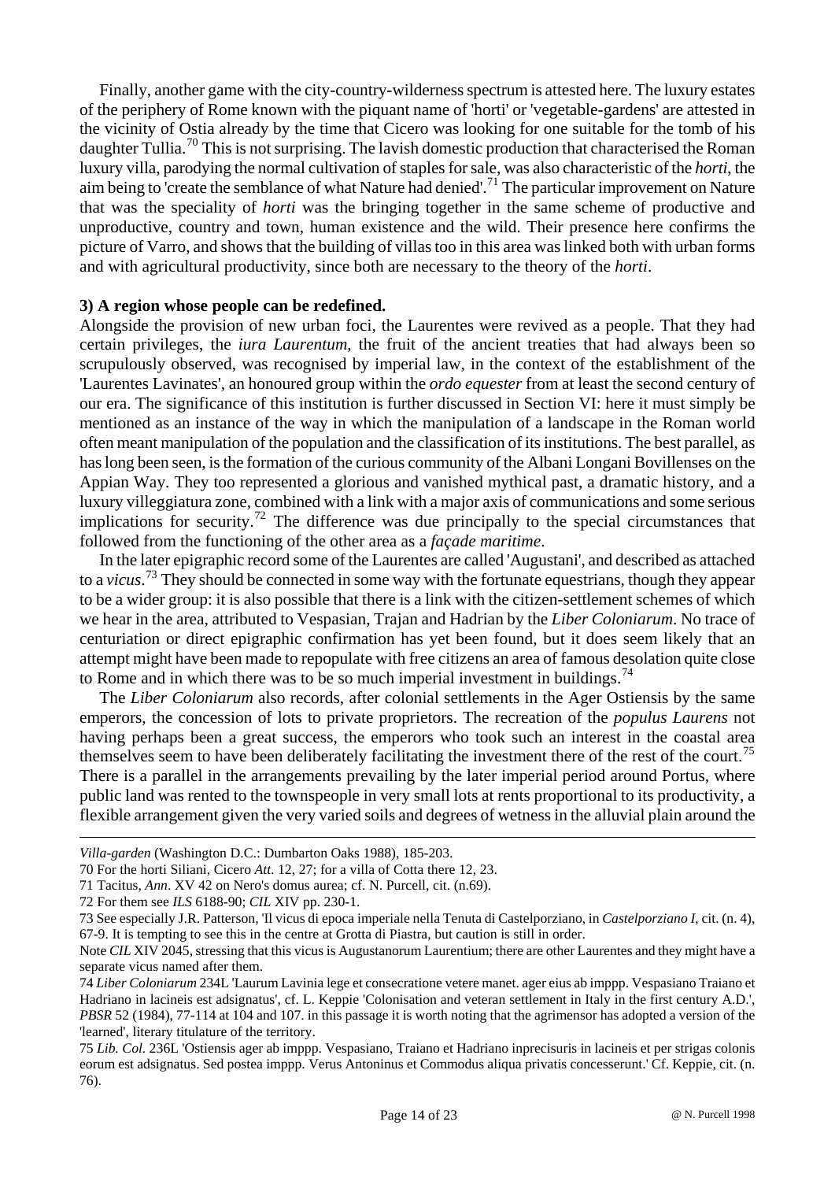Finally, another game with the city-country-wilderness spectrum is attested here. The luxury estates of the periphery of Rome known with the piquant name of 'horti' or 'vegetable-gardens' are attested in the vicinity of Ostia already by the time that Cicero was looking for one suitable for the tomb of his daughter Tullia.[70] This is not surprising. The lavish domestic production that characterised the Roman luxury villa, parodying the normal cultivation of staples for sale, was also characteristic of the *horti*, the aim being to 'create the semblance of what Nature had denied'.[71] The particular improvement on Nature that was the speciality of *horti* was the bringing together in the same scheme of productive and unproductive, country and town, human existence and the wild. Their presence here confirms the picture of Varro, and shows that the building of villas too in this area was linked both with urban forms and with agricultural productivity, since both are necessary to the theory of the *horti*.

**3) A region whose people can be redefined.**

Alongside the provision of new urban foci, the Laurentes were revived as a people. That they had certain privileges, the *iura Laurentum*, the fruit of the ancient treaties that had always been so scrupulously observed, was recognised by imperial law, in the context of the establishment of the 'Laurentes Lavinates', an honoured group within the *ordo equester* from at least the second century of our era. The significance of this institution is further discussed in Section VI: here it must simply be mentioned as an instance of the way in which the manipulation of a landscape in the Roman world often meant manipulation of the population and the classification of its institutions. The best parallel, as has long been seen, is the formation of the curious community of the Albani Longani Bovillenses on the Appian Way. They too represented a glorious and vanished mythical past, a dramatic history, and a luxury villeggiatura zone, combined with a link with a major axis of communications and some serious implications for security.[72] The difference was due principally to the special circumstances that followed from the functioning of the other area as a *façade maritime*.

In the later epigraphic record some of the Laurentes are called 'Augustani', and described as attached to a *vicus*.[73] They should be connected in some way with the fortunate equestrians, though they appear to be a wider group: it is also possible that there is a link with the citizen-settlement schemes of which we hear in the area, attributed to Vespasian, Trajan and Hadrian by the *Liber Coloniarum*. No trace of centuriation or direct epigraphic confirmation has yet been found, but it does seem likely that an attempt might have been made to repopulate with free citizens an area of famous desolation quite close to Rome and in which there was to be so much imperial investment in buildings.[74]

The *Liber Coloniarum* also records, after colonial settlements in the Ager Ostiensis by the same emperors, the concession of lots to private proprietors. The recreation of the *populus Laurens* not having perhaps been a great success, the emperors who took such an interest in the coastal area themselves seem to have been deliberately facilitating the investment there of the rest of the court.[75] There is a parallel in the arrangements prevailing by the later imperial period around Portus, where public land was rented to the townspeople in very small lots at rents proportional to its productivity, a flexible arrangement given the very varied soils and degrees of wetness in the alluvial plain around the

---

*Villa-garden* (Washington D.C.: Dumbarton Oaks 1988), 185-203.

70 For the horti Siliani, Cicero *Att*. 12, 27; for a villa of Cotta there 12, 23.

71 Tacitus, *Ann*. XV 42 on Nero's domus aurea; cf. N. Purcell, cit. (n.69).

72 For them see *ILS* 6188-90; *CIL* XIV pp. 230-1.

73 See especially J.R. Patterson, 'Il vicus di epoca imperiale nella Tenuta di Castelporziano, in *Castelporziano I*, cit. (n. 4), 67-9. It is tempting to see this in the centre at Grotta di Piastra, but caution is still in order.

Note *CIL* XIV 2045, stressing that this vicus is Augustanorum Laurentium; there are other Laurentes and they might have a separate vicus named after them.

74 *Liber Coloniarum* 234L 'Laurum Lavinia lege et consecratione vetere manet. ager eius ab imppp. Vespasiano Traiano et Hadriano in lacineis est adsignatus', cf. L. Keppie 'Colonisation and veteran settlement in Italy in the first century A.D.', *PBSR* 52 (1984), 77-114 at 104 and 107. in this passage it is worth noting that the agrimensor has adopted a version of the 'learned', literary titulature of the territory.

75 *Lib. Col.* 236L 'Ostiensis ager ab imppp. Vespasiano, Traiano et Hadriano inprecisuris in lacineis et per strigas colonis eorum est adsignatus. Sed postea imppp. Verus Antoninus et Commodus aliqua privatis concesserunt.' Cf. Keppie, cit. (n. 76).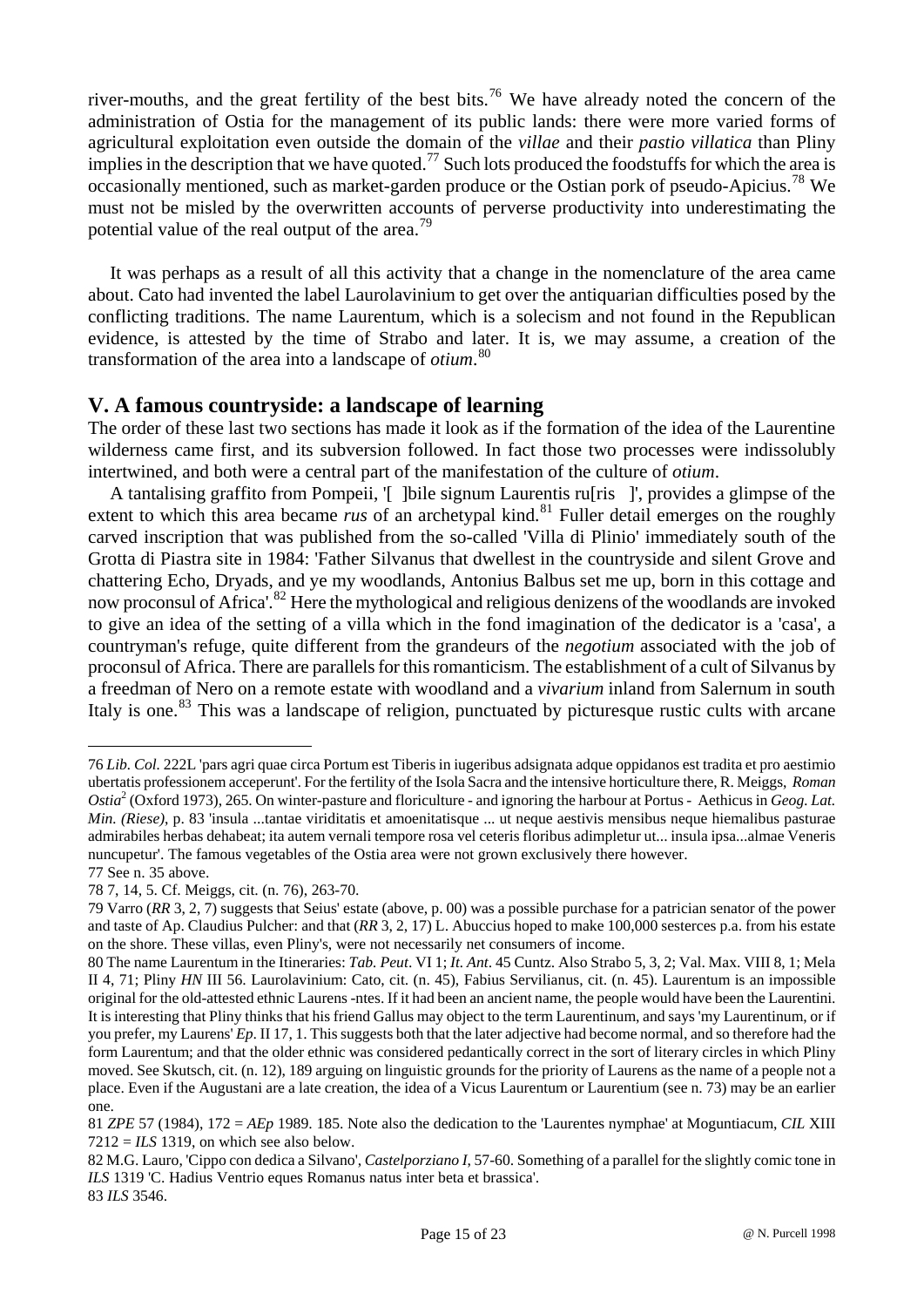river-mouths, and the great fertility of the best bits.[76] We have already noted the concern of the administration of Ostia for the management of its public lands: there were more varied forms of agricultural exploitation even outside the domain of the *villae* and their *pastio villatica* than Pliny implies in the description that we have quoted.[77] Such lots produced the foodstuffs for which the area is occasionally mentioned, such as market-garden produce or the Ostian pork of pseudo-Apicius.[78] We must not be misled by the overwritten accounts of perverse productivity into underestimating the potential value of the real output of the area.[79]

It was perhaps as a result of all this activity that a change in the nomenclature of the area came about. Cato had invented the label Laurolavinium to get over the antiquarian difficulties posed by the conflicting traditions. The name Laurentum, which is a solecism and not found in the Republican evidence, is attested by the time of Strabo and later. It is, we may assume, a creation of the transformation of the area into a landscape of *otium*.[80]

## V. A famous countryside: a landscape of learning

The order of these last two sections has made it look as if the formation of the idea of the Laurentine wilderness came first, and its subversion followed. In fact those two processes were indissolubly intertwined, and both were a central part of the manifestation of the culture of *otium*.

A tantalising graffito from Pompeii, '[ ]bile signum Laurentis ru[ris ]', provides a glimpse of the extent to which this area became *rus* of an archetypal kind.[81] Fuller detail emerges on the roughly carved inscription that was published from the so-called 'Villa di Plinio' immediately south of the Grotta di Piastra site in 1984: 'Father Silvanus that dwellest in the countryside and silent Grove and chattering Echo, Dryads, and ye my woodlands, Antonius Balbus set me up, born in this cottage and now proconsul of Africa'.[82] Here the mythological and religious denizens of the woodlands are invoked to give an idea of the setting of a villa which in the fond imagination of the dedicator is a 'casa', a countryman's refuge, quite different from the grandeurs of the *negotium* associated with the job of proconsul of Africa. There are parallels for this romanticism. The establishment of a cult of Silvanus by a freedman of Nero on a remote estate with woodland and a *vivarium* inland from Salernum in south Italy is one.[83] This was a landscape of religion, punctuated by picturesque rustic cults with arcane

---

76 *Lib. Col.* 222L 'pars agri quae circa Portum est Tiberis in iugeribus adsignata adque oppidanos est tradita et pro aestimio ubertatis professionem acceperunt'. For the fertility of the Isola Sacra and the intensive horticulture there, R. Meiggs, *Roman Ostia*$^2$ (Oxford 1973), 265. On winter-pasture and floriculture - and ignoring the harbour at Portus - Aethicus in *Geog. Lat. Min. (Riese)*, p. 83 'insula ...tantae viriditatis et amoenitatisque ... ut neque aestivis mensibus neque hiemalibus pasturae admirabiles herbas dehabeat; ita autem vernali tempore rosa vel ceteris floribus adimpletur ut... insula ipsa...almae Veneris nuncupetur'. The famous vegetables of the Ostia area were not grown exclusively there however.

77 See n. 35 above.

78 7, 14, 5. Cf. Meiggs, cit. (n. 76), 263-70.

79 Varro (*RR* 3, 2, 7) suggests that Seius' estate (above, p. 00) was a possible purchase for a patrician senator of the power and taste of Ap. Claudius Pulcher: and that (*RR* 3, 2, 17) L. Abuccius hoped to make 100,000 sesterces p.a. from his estate on the shore. These villas, even Pliny's, were not necessarily net consumers of income.

80 The name Laurentum in the Itineraries: *Tab. Peut*. VI 1; *It. Ant*. 45 Cuntz. Also Strabo 5, 3, 2; Val. Max. VIII 8, 1; Mela II 4, 71; Pliny *HN* III 56. Laurolavinium: Cato, cit. (n. 45), Fabius Servilianus, cit. (n. 45). Laurentum is an impossible original for the old-attested ethnic Laurens -ntes. If it had been an ancient name, the people would have been the Laurentini. It is interesting that Pliny thinks that his friend Gallus may object to the term Laurentinum, and says 'my Laurentinum, or if you prefer, my Laurens' *Ep*. II 17, 1. This suggests both that the later adjective had become normal, and so therefore had the form Laurentum; and that the older ethnic was considered pedantically correct in the sort of literary circles in which Pliny moved. See Skutsch, cit. (n. 12), 189 arguing on linguistic grounds for the priority of Laurens as the name of a people not a place. Even if the Augustani are a late creation, the idea of a Vicus Laurentum or Laurentium (see n. 73) may be an earlier one.

81 *ZPE* 57 (1984), 172 = *AEp* 1989. 185. Note also the dedication to the 'Laurentes nymphae' at Moguntiacum, *CIL* XIII 7212 = *ILS* 1319, on which see also below.

82 M.G. Lauro, 'Cippo con dedica a Silvano', *Castelporziano I*, 57-60. Something of a parallel for the slightly comic tone in *ILS* 1319 'C. Hadius Ventrio eques Romanus natus inter beta et brassica'.

83 *ILS* 3546.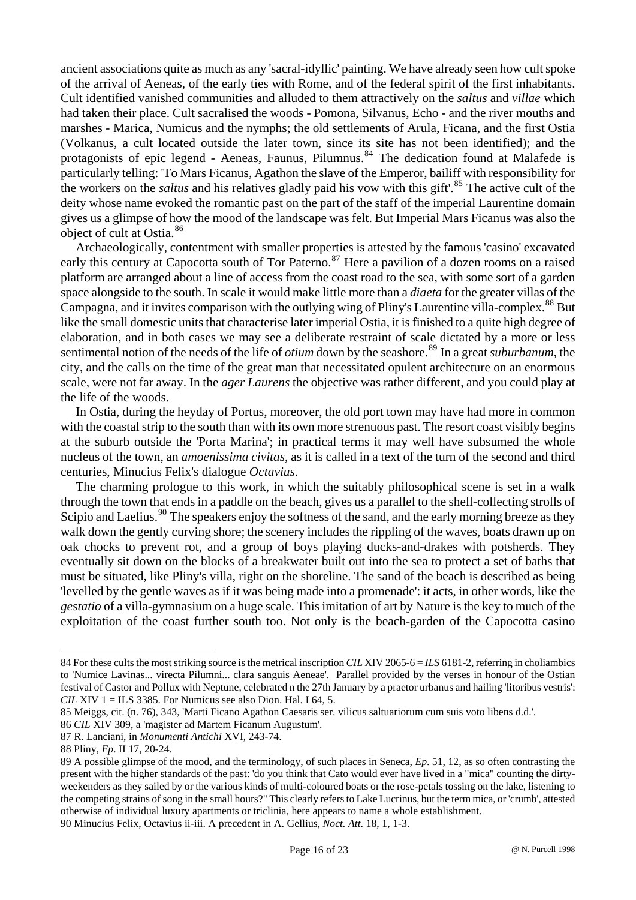ancient associations quite as much as any 'sacral-idyllic' painting. We have already seen how cult spoke of the arrival of Aeneas, of the early ties with Rome, and of the federal spirit of the first inhabitants. Cult identified vanished communities and alluded to them attractively on the *saltus* and *villae* which had taken their place. Cult sacralised the woods - Pomona, Silvanus, Echo - and the river mouths and marshes - Marica, Numicus and the nymphs; the old settlements of Arula, Ficana, and the first Ostia (Volkanus, a cult located outside the later town, since its site has not been identified); and the protagonists of epic legend - Aeneas, Faunus, Pilumnus.[84] The dedication found at Malafede is particularly telling: 'To Mars Ficanus, Agathon the slave of the Emperor, bailiff with responsibility for the workers on the *saltus* and his relatives gladly paid his vow with this gift'.[85] The active cult of the deity whose name evoked the romantic past on the part of the staff of the imperial Laurentine domain gives us a glimpse of how the mood of the landscape was felt. But Imperial Mars Ficanus was also the object of cult at Ostia.[86]

Archaeologically, contentment with smaller properties is attested by the famous 'casino' excavated early this century at Capocotta south of Tor Paterno.[87] Here a pavilion of a dozen rooms on a raised platform are arranged about a line of access from the coast road to the sea, with some sort of a garden space alongside to the south. In scale it would make little more than a *diaeta* for the greater villas of the Campagna, and it invites comparison with the outlying wing of Pliny's Laurentine villa-complex.[88] But like the small domestic units that characterise later imperial Ostia, it is finished to a quite high degree of elaboration, and in both cases we may see a deliberate restraint of scale dictated by a more or less sentimental notion of the needs of the life of *otium* down by the seashore.[89] In a great *suburbanum*, the city, and the calls on the time of the great man that necessitated opulent architecture on an enormous scale, were not far away. In the *ager Laurens* the objective was rather different, and you could play at the life of the woods.

In Ostia, during the heyday of Portus, moreover, the old port town may have had more in common with the coastal strip to the south than with its own more strenuous past. The resort coast visibly begins at the suburb outside the 'Porta Marina'; in practical terms it may well have subsumed the whole nucleus of the town, an *amoenissima civitas*, as it is called in a text of the turn of the second and third centuries, Minucius Felix's dialogue *Octavius*.

The charming prologue to this work, in which the suitably philosophical scene is set in a walk through the town that ends in a paddle on the beach, gives us a parallel to the shell-collecting strolls of Scipio and Laelius.[90] The speakers enjoy the softness of the sand, and the early morning breeze as they walk down the gently curving shore; the scenery includes the rippling of the waves, boats drawn up on oak chocks to prevent rot, and a group of boys playing ducks-and-drakes with potsherds. They eventually sit down on the blocks of a breakwater built out into the sea to protect a set of baths that must be situated, like Pliny's villa, right on the shoreline. The sand of the beach is described as being 'levelled by the gentle waves as if it was being made into a promenade': it acts, in other words, like the *gestatio* of a villa-gymnasium on a huge scale. This imitation of art by Nature is the key to much of the exploitation of the coast further south too. Not only is the beach-garden of the Capocotta casino

---

84 For these cults the most striking source is the metrical inscription *CIL* XIV 2065-6 = *ILS* 6181-2, referring in choliambics to 'Numice Lavinas... virecta Pilumni... clara sanguis Aeneae'. Parallel provided by the verses in honour of the Ostian festival of Castor and Pollux with Neptune, celebrated n the 27th January by a praetor urbanus and hailing 'litoribus vestris': *CIL* XIV 1 = ILS 3385. For Numicus see also Dion. Hal. I 64, 5.

85 Meiggs, cit. (n. 76), 343, 'Marti Ficano Agathon Caesaris ser. vilicus saltuariorum cum suis voto libens d.d.'.

86 *CIL* XIV 309, a 'magister ad Martem Ficanum Augustum'.

87 R. Lanciani, in *Monumenti Antichi* XVI, 243-74.

88 Pliny, *Ep*. II 17, 20-24.

89 A possible glimpse of the mood, and the terminology, of such places in Seneca, *Ep.* 51, 12, as so often contrasting the present with the higher standards of the past: 'do you think that Cato would ever have lived in a "mica" counting the dirty-weekenders as they sailed by or the various kinds of multi-coloured boats or the rose-petals tossing on the lake, listening to the competing strains of song in the small hours?" This clearly refers to Lake Lucrinus, but the term mica, or 'crumb', attested otherwise of individual luxury apartments or triclinia, here appears to name a whole establishment.

90 Minucius Felix, Octavius ii-iii. A precedent in A. Gellius, *Noct. Att.* 18, 1, 1-3.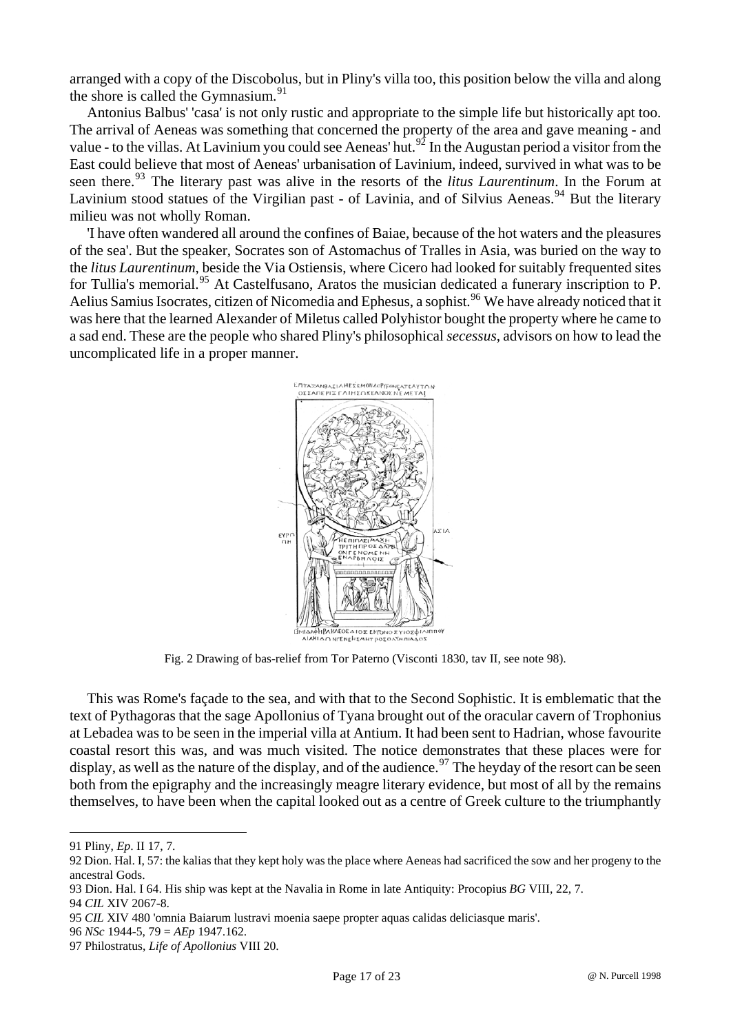arranged with a copy of the Discobolus, but in Pliny's villa too, this position below the villa and along the shore is called the Gymnasium.[91]

Antonius Balbus' 'casa' is not only rustic and appropriate to the simple life but historically apt too. The arrival of Aeneas was something that concerned the property of the area and gave meaning - and value - to the villas. At Lavinium you could see Aeneas' hut.[92] In the Augustan period a visitor from the East could believe that most of Aeneas' urbanisation of Lavinium, indeed, survived in what was to be seen there.[93] The literary past was alive in the resorts of the *litus Laurentinum*. In the Forum at Lavinium stood statues of the Virgilian past - of Lavinia, and of Silvius Aeneas.[94] But the literary milieu was not wholly Roman.

'I have often wandered all around the confines of Baiae, because of the hot waters and the pleasures of the sea'. But the speaker, Socrates son of Astomachus of Tralles in Asia, was buried on the way to the *litus Laurentinum*, beside the Via Ostiensis, where Cicero had looked for suitably frequented sites for Tullia's memorial.[95] At Castelfusano, Aratos the musician dedicated a funerary inscription to P. Aelius Samius Isocrates, citizen of Nicomedia and Ephesus, a sophist.[96] We have already noticed that it was here that the learned Alexander of Miletus called Polyhistor bought the property where he came to a sad end. These are the people who shared Pliny's philosophical *secessus*, advisors on how to lead the uncomplicated life in a proper manner.

Fig. 2 Drawing of bas-relief from Tor Paterno (Visconti 1830, tav II, see note 98).

This was Rome's façade to the sea, and with that to the Second Sophistic. It is emblematic that the text of Pythagoras that the sage Apollonius of Tyana brought out of the oracular cavern of Trophonius at Lebadea was to be seen in the imperial villa at Antium. It had been sent to Hadrian, whose favourite coastal resort this was, and was much visited. The notice demonstrates that these places were for display, as well as the nature of the display, and of the audience.[97] The heyday of the resort can be seen both from the epigraphy and the increasingly meagre literary evidence, but most of all by the remains themselves, to have been when the capital looked out as a centre of Greek culture to the triumphantly

91 Pliny, *Ep*. II 17, 7.

92 Dion. Hal. I, 57: the kalias that they kept holy was the place where Aeneas had sacrificed the sow and her progeny to the ancestral Gods.

93 Dion. Hal. I 64. His ship was kept at the Navalia in Rome in late Antiquity: Procopius *BG* VIII, 22, 7.

94 *CIL* XIV 2067-8.

95 *CIL* XIV 480 'omnia Baiarum lustravi moenia saepe propter aquas calidas deliciasque maris'.

96 *NSc* 1944-5, 79 = *AEp* 1947.162.

97 Philostratus, *Life of Apollonius* VIII 20.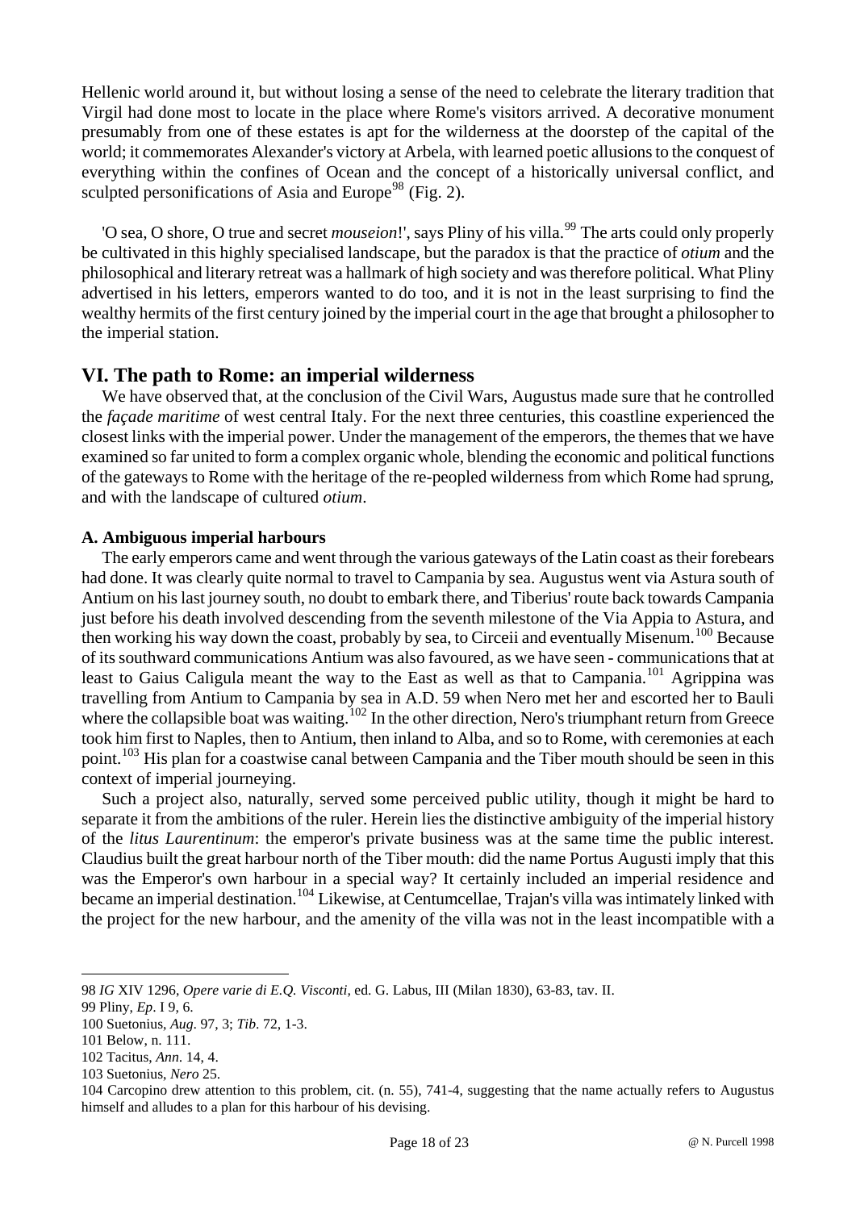Hellenic world around it, but without losing a sense of the need to celebrate the literary tradition that Virgil had done most to locate in the place where Rome's visitors arrived. A decorative monument presumably from one of these estates is apt for the wilderness at the doorstep of the capital of the world; it commemorates Alexander's victory at Arbela, with learned poetic allusions to the conquest of everything within the confines of Ocean and the concept of a historically universal conflict, and sculpted personifications of Asia and Europe[98] (Fig. 2).

'O sea, O shore, O true and secret *mouseion*!', says Pliny of his villa.[99] The arts could only properly be cultivated in this highly specialised landscape, but the paradox is that the practice of *otium* and the philosophical and literary retreat was a hallmark of high society and was therefore political. What Pliny advertised in his letters, emperors wanted to do too, and it is not in the least surprising to find the wealthy hermits of the first century joined by the imperial court in the age that brought a philosopher to the imperial station.

## VI. The path to Rome: an imperial wilderness

We have observed that, at the conclusion of the Civil Wars, Augustus made sure that he controlled the *façade maritime* of west central Italy. For the next three centuries, this coastline experienced the closest links with the imperial power. Under the management of the emperors, the themes that we have examined so far united to form a complex organic whole, blending the economic and political functions of the gateways to Rome with the heritage of the re-peopled wilderness from which Rome had sprung, and with the landscape of cultured *otium*.

### A. Ambiguous imperial harbours

The early emperors came and went through the various gateways of the Latin coast as their forebears had done. It was clearly quite normal to travel to Campania by sea. Augustus went via Astura south of Antium on his last journey south, no doubt to embark there, and Tiberius' route back towards Campania just before his death involved descending from the seventh milestone of the Via Appia to Astura, and then working his way down the coast, probably by sea, to Circeii and eventually Misenum.[100] Because of its southward communications Antium was also favoured, as we have seen - communications that at least to Gaius Caligula meant the way to the East as well as that to Campania.[101] Agrippina was travelling from Antium to Campania by sea in A.D. 59 when Nero met her and escorted her to Bauli where the collapsible boat was waiting.[102] In the other direction, Nero's triumphant return from Greece took him first to Naples, then to Antium, then inland to Alba, and so to Rome, with ceremonies at each point.[103] His plan for a coastwise canal between Campania and the Tiber mouth should be seen in this context of imperial journeying.

Such a project also, naturally, served some perceived public utility, though it might be hard to separate it from the ambitions of the ruler. Herein lies the distinctive ambiguity of the imperial history of the *litus Laurentinum*: the emperor's private business was at the same time the public interest. Claudius built the great harbour north of the Tiber mouth: did the name Portus Augusti imply that this was the Emperor's own harbour in a special way? It certainly included an imperial residence and became an imperial destination.[104] Likewise, at Centumcellae, Trajan's villa was intimately linked with the project for the new harbour, and the amenity of the villa was not in the least incompatible with a

---

98 *IG* XIV 1296, *Opere varie di E.Q. Visconti*, ed. G. Labus, III (Milan 1830), 63-83, tav. II.

99 Pliny, *Ep*. I 9, 6.

100 Suetonius, *Aug*. 97, 3; *Tib*. 72, 1-3.

101 Below, n. 111.

102 Tacitus, *Ann*. 14, 4.

103 Suetonius, *Nero* 25.

104 Carcopino drew attention to this problem, cit. (n. 55), 741-4, suggesting that the name actually refers to Augustus himself and alludes to a plan for this harbour of his devising.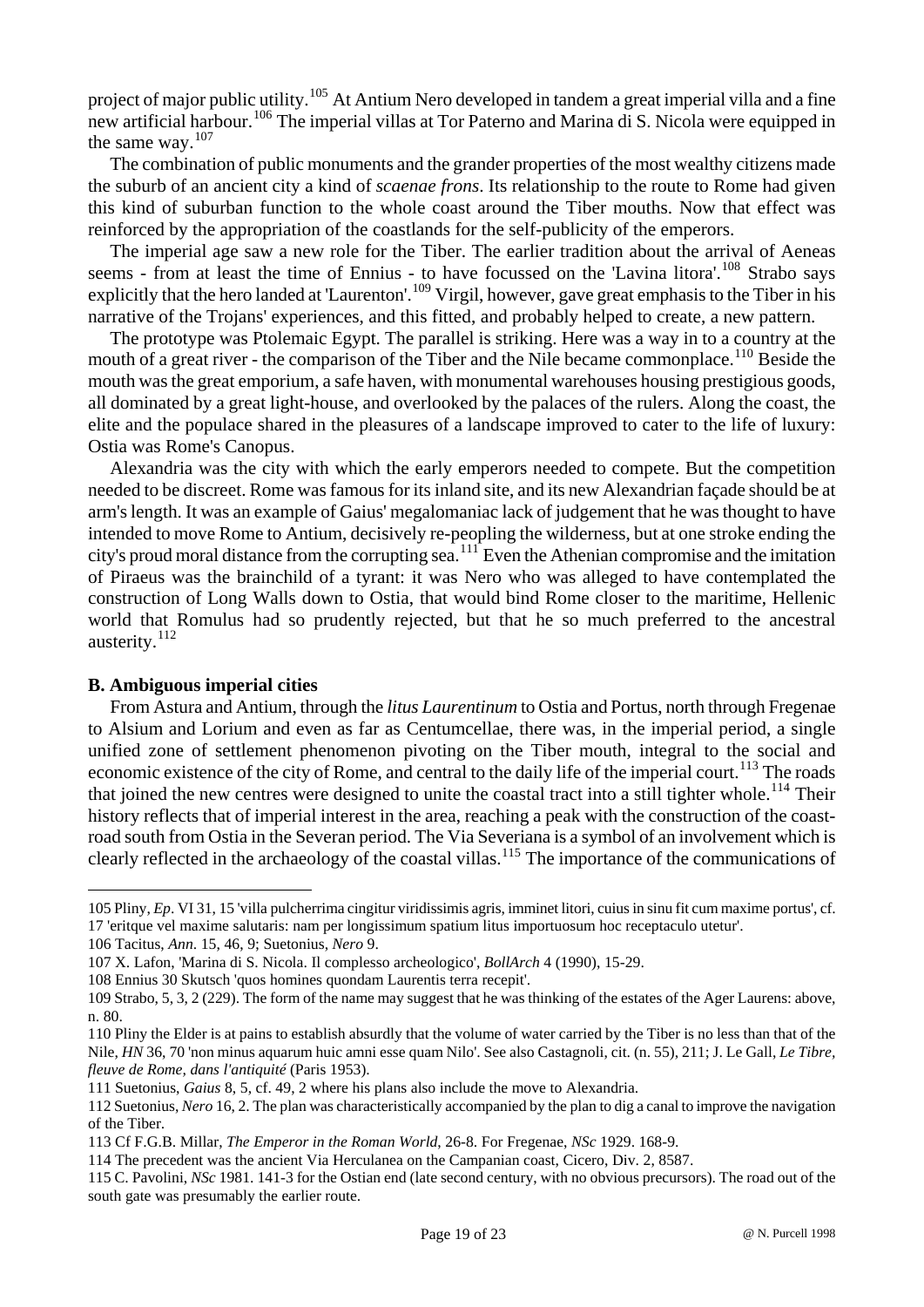project of major public utility.[105] At Antium Nero developed in tandem a great imperial villa and a fine new artificial harbour.[106] The imperial villas at Tor Paterno and Marina di S. Nicola were equipped in the same way.[107]

The combination of public monuments and the grander properties of the most wealthy citizens made the suburb of an ancient city a kind of *scaenae frons*. Its relationship to the route to Rome had given this kind of suburban function to the whole coast around the Tiber mouths. Now that effect was reinforced by the appropriation of the coastlands for the self-publicity of the emperors.

The imperial age saw a new role for the Tiber. The earlier tradition about the arrival of Aeneas seems - from at least the time of Ennius - to have focussed on the 'Lavina litora'.[108] Strabo says explicitly that the hero landed at 'Laurenton'.[109] Virgil, however, gave great emphasis to the Tiber in his narrative of the Trojans' experiences, and this fitted, and probably helped to create, a new pattern.

The prototype was Ptolemaic Egypt. The parallel is striking. Here was a way in to a country at the mouth of a great river - the comparison of the Tiber and the Nile became commonplace.[110] Beside the mouth was the great emporium, a safe haven, with monumental warehouses housing prestigious goods, all dominated by a great light-house, and overlooked by the palaces of the rulers. Along the coast, the elite and the populace shared in the pleasures of a landscape improved to cater to the life of luxury: Ostia was Rome's Canopus.

Alexandria was the city with which the early emperors needed to compete. But the competition needed to be discreet. Rome was famous for its inland site, and its new Alexandrian façade should be at arm's length. It was an example of Gaius' megalomaniac lack of judgement that he was thought to have intended to move Rome to Antium, decisively re-peopling the wilderness, but at one stroke ending the city's proud moral distance from the corrupting sea.[111] Even the Athenian compromise and the imitation of Piraeus was the brainchild of a tyrant: it was Nero who was alleged to have contemplated the construction of Long Walls down to Ostia, that would bind Rome closer to the maritime, Hellenic world that Romulus had so prudently rejected, but that he so much preferred to the ancestral austerity.[112]

**B. Ambiguous imperial cities**

From Astura and Antium, through the *litus Laurentinum* to Ostia and Portus, north through Fregenae to Alsium and Lorium and even as far as Centumcellae, there was, in the imperial period, a single unified zone of settlement phenomenon pivoting on the Tiber mouth, integral to the social and economic existence of the city of Rome, and central to the daily life of the imperial court.[113] The roads that joined the new centres were designed to unite the coastal tract into a still tighter whole.[114] Their history reflects that of imperial interest in the area, reaching a peak with the construction of the coast-road south from Ostia in the Severan period. The Via Severiana is a symbol of an involvement which is clearly reflected in the archaeology of the coastal villas.[115] The importance of the communications of

---

105 Pliny, *Ep*. VI 31, 15 'villa pulcherrima cingitur viridissimis agris, imminet litori, cuius in sinu fit cum maxime portus', cf. 17 'eritque vel maxime salutaris: nam per longissimum spatium litus importuosum hoc receptaculo utetur'.

106 Tacitus, *Ann*. 15, 46, 9; Suetonius, *Nero* 9.

107 X. Lafon, 'Marina di S. Nicola. Il complesso archeologico', *BollArch* 4 (1990), 15-29.

108 Ennius 30 Skutsch 'quos homines quondam Laurentis terra recepit'.

109 Strabo, 5, 3, 2 (229). The form of the name may suggest that he was thinking of the estates of the Ager Laurens: above, n. 80.

110 Pliny the Elder is at pains to establish absurdly that the volume of water carried by the Tiber is no less than that of the Nile, *HN* 36, 70 'non minus aquarum huic amni esse quam Nilo'. See also Castagnoli, cit. (n. 55), 211; J. Le Gall, *Le Tibre, fleuve de Rome, dans l'antiquité* (Paris 1953).

111 Suetonius, *Gaius* 8, 5, cf. 49, 2 where his plans also include the move to Alexandria.

112 Suetonius, *Nero* 16, 2. The plan was characteristically accompanied by the plan to dig a canal to improve the navigation of the Tiber.

113 Cf F.G.B. Millar, *The Emperor in the Roman World*, 26-8. For Fregenae, *NSc* 1929. 168-9.

114 The precedent was the ancient Via Herculanea on the Campanian coast, Cicero, Div. 2, 8587.

115 C. Pavolini, *NSc* 1981. 141-3 for the Ostian end (late second century, with no obvious precursors). The road out of the south gate was presumably the earlier route.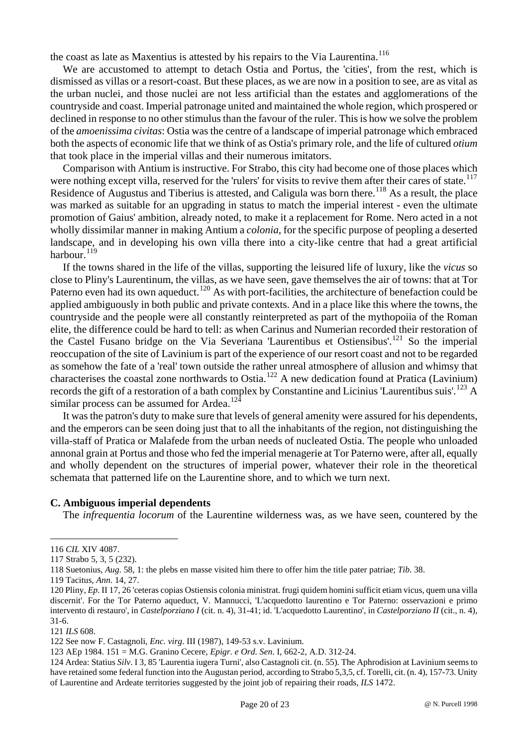the coast as late as Maxentius is attested by his repairs to the Via Laurentina.[116]

We are accustomed to attempt to detach Ostia and Portus, the 'cities', from the rest, which is dismissed as villas or a resort-coast. But these places, as we are now in a position to see, are as vital as the urban nuclei, and those nuclei are not less artificial than the estates and agglomerations of the countryside and coast. Imperial patronage united and maintained the whole region, which prospered or declined in response to no other stimulus than the favour of the ruler. This is how we solve the problem of the *amoenissima civitas*: Ostia was the centre of a landscape of imperial patronage which embraced both the aspects of economic life that we think of as Ostia's primary role, and the life of cultured *otium* that took place in the imperial villas and their numerous imitators.

Comparison with Antium is instructive. For Strabo, this city had become one of those places which were nothing except villa, reserved for the 'rulers' for visits to revive them after their cares of state.[117] Residence of Augustus and Tiberius is attested, and Caligula was born there.[118] As a result, the place was marked as suitable for an upgrading in status to match the imperial interest - even the ultimate promotion of Gaius' ambition, already noted, to make it a replacement for Rome. Nero acted in a not wholly dissimilar manner in making Antium a *colonia*, for the specific purpose of peopling a deserted landscape, and in developing his own villa there into a city-like centre that had a great artificial harbour.[119]

If the towns shared in the life of the villas, supporting the leisured life of luxury, like the *vicus* so close to Pliny's Laurentinum, the villas, as we have seen, gave themselves the air of towns: that at Tor Paterno even had its own aqueduct.[120] As with port-facilities, the architecture of benefaction could be applied ambiguously in both public and private contexts. And in a place like this where the towns, the countryside and the people were all constantly reinterpreted as part of the mythopoiia of the Roman elite, the difference could be hard to tell: as when Carinus and Numerian recorded their restoration of the Castel Fusano bridge on the Via Severiana 'Laurentibus et Ostiensibus'.[121] So the imperial reoccupation of the site of Lavinium is part of the experience of our resort coast and not to be regarded as somehow the fate of a 'real' town outside the rather unreal atmosphere of allusion and whimsy that characterises the coastal zone northwards to Ostia.[122] A new dedication found at Pratica (Lavinium) records the gift of a restoration of a bath complex by Constantine and Licinius 'Laurentibus suis'.[123] A similar process can be assumed for Ardea.[124]

It was the patron's duty to make sure that levels of general amenity were assured for his dependents, and the emperors can be seen doing just that to all the inhabitants of the region, not distinguishing the villa-staff of Pratica or Malafede from the urban needs of nucleated Ostia. The people who unloaded annonal grain at Portus and those who fed the imperial menagerie at Tor Paterno were, after all, equally and wholly dependent on the structures of imperial power, whatever their role in the theoretical schemata that patterned life on the Laurentine shore, and to which we turn next.

### C. Ambiguous imperial dependents

The *infrequentia locorum* of the Laurentine wilderness was, as we have seen, countered by the

---

116 *CIL* XIV 4087.

117 Strabo 5, 3, 5 (232).

118 Suetonius, *Aug*. 58, 1: the plebs en masse visited him there to offer him the title pater patriae; *Tib*. 38.

119 Tacitus, *Ann*. 14, 27.

120 Pliny, *Ep*. II 17, 26 'ceteras copias Ostiensis colonia ministrat. frugi quidem homini sufficit etiam vicus, quem una villa discernit'. For the Tor Paterno aqueduct, V. Mannucci, 'L'acquedotto laurentino e Tor Paterno: osservazioni e primo intervento di restauro', in *Castelporziano I* (cit. n. 4), 31-41; id. 'L'acquedotto Laurentino', in *Castelporziano II* (cit., n. 4), 31-6.

121 *ILS* 608.

122 See now F. Castagnoli, *Enc. virg*. III (1987), 149-53 s.v. Lavinium.

123 AEp 1984. 151 = M.G. Granino Cecere, *Epigr. e Ord. Sen*. I, 662-2, A.D. 312-24.

124 Ardea: Statius *Silv*. I 3, 85 'Laurentia iugera Turni', also Castagnoli cit. (n. 55). The Aphrodision at Lavinium seems to have retained some federal function into the Augustan period, according to Strabo 5,3,5, cf. Torelli, cit. (n. 4), 157-73. Unity of Laurentine and Ardeate territories suggested by the joint job of repairing their roads, *ILS* 1472.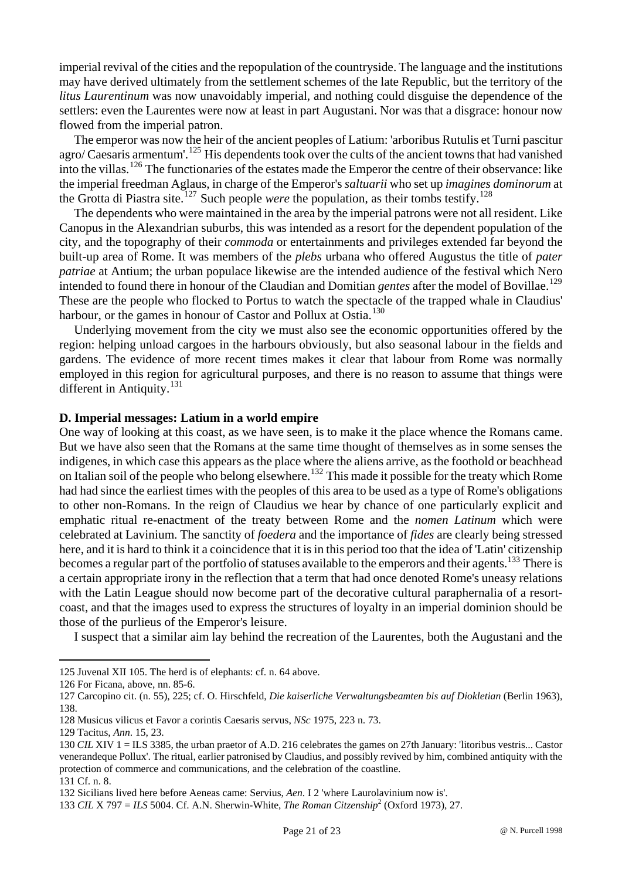imperial revival of the cities and the repopulation of the countryside. The language and the institutions may have derived ultimately from the settlement schemes of the late Republic, but the territory of the *litus Laurentinum* was now unavoidably imperial, and nothing could disguise the dependence of the settlers: even the Laurentes were now at least in part Augustani. Nor was that a disgrace: honour now flowed from the imperial patron.

The emperor was now the heir of the ancient peoples of Latium: 'arboribus Rutulis et Turni pascitur agro/ Caesaris armentum'.[125] His dependents took over the cults of the ancient towns that had vanished into the villas.[126] The functionaries of the estates made the Emperor the centre of their observance: like the imperial freedman Aglaus, in charge of the Emperor's *saltuarii* who set up *imagines dominorum* at the Grotta di Piastra site.[127] Such people *were* the population, as their tombs testify.[128]

The dependents who were maintained in the area by the imperial patrons were not all resident. Like Canopus in the Alexandrian suburbs, this was intended as a resort for the dependent population of the city, and the topography of their *commoda* or entertainments and privileges extended far beyond the built-up area of Rome. It was members of the *plebs* urbana who offered Augustus the title of *pater patriae* at Antium; the urban populace likewise are the intended audience of the festival which Nero intended to found there in honour of the Claudian and Domitian *gentes* after the model of Bovillae.[129] These are the people who flocked to Portus to watch the spectacle of the trapped whale in Claudius' harbour, or the games in honour of Castor and Pollux at Ostia.[130]

Underlying movement from the city we must also see the economic opportunities offered by the region: helping unload cargoes in the harbours obviously, but also seasonal labour in the fields and gardens. The evidence of more recent times makes it clear that labour from Rome was normally employed in this region for agricultural purposes, and there is no reason to assume that things were different in Antiquity.[131]

**D. Imperial messages: Latium in a world empire**

One way of looking at this coast, as we have seen, is to make it the place whence the Romans came. But we have also seen that the Romans at the same time thought of themselves as in some senses the indigenes, in which case this appears as the place where the aliens arrive, as the foothold or beachhead on Italian soil of the people who belong elsewhere.[132] This made it possible for the treaty which Rome had had since the earliest times with the peoples of this area to be used as a type of Rome's obligations to other non-Romans. In the reign of Claudius we hear by chance of one particularly explicit and emphatic ritual re-enactment of the treaty between Rome and the *nomen Latinum* which were celebrated at Lavinium. The sanctity of *foedera* and the importance of *fides* are clearly being stressed here, and it is hard to think it a coincidence that it is in this period too that the idea of 'Latin' citizenship becomes a regular part of the portfolio of statuses available to the emperors and their agents.[133] There is a certain appropriate irony in the reflection that a term that had once denoted Rome's uneasy relations with the Latin League should now become part of the decorative cultural paraphernalia of a resort-coast, and that the images used to express the structures of loyalty in an imperial dominion should be those of the purlieus of the Emperor's leisure.

I suspect that a similar aim lay behind the recreation of the Laurentes, both the Augustani and the

---

125 Juvenal XII 105. The herd is of elephants: cf. n. 64 above.

126 For Ficana, above, nn. 85-6.

127 Carcopino cit. (n. 55), 225; cf. O. Hirschfeld, *Die kaiserliche Verwaltungsbeamten bis auf Diokletian* (Berlin 1963), 138.

128 Musicus vilicus et Favor a corintis Caesaris servus, *NSc* 1975, 223 n. 73.

129 Tacitus, *Ann*. 15, 23.

130 *CIL* XIV 1 = ILS 3385, the urban praetor of A.D. 216 celebrates the games on 27th January: 'litoribus vestris... Castor venerandeque Pollux'. The ritual, earlier patronised by Claudius, and possibly revived by him, combined antiquity with the protection of commerce and communications, and the celebration of the coastline.

131 Cf. n. 8.

132 Sicilians lived here before Aeneas came: Servius, *Aen*. I 2 'where Laurolavinium now is'.

133 *CIL* X 797 = *ILS* 5004. Cf. A.N. Sherwin-White, *The Roman Citzenship*[2] (Oxford 1973), 27.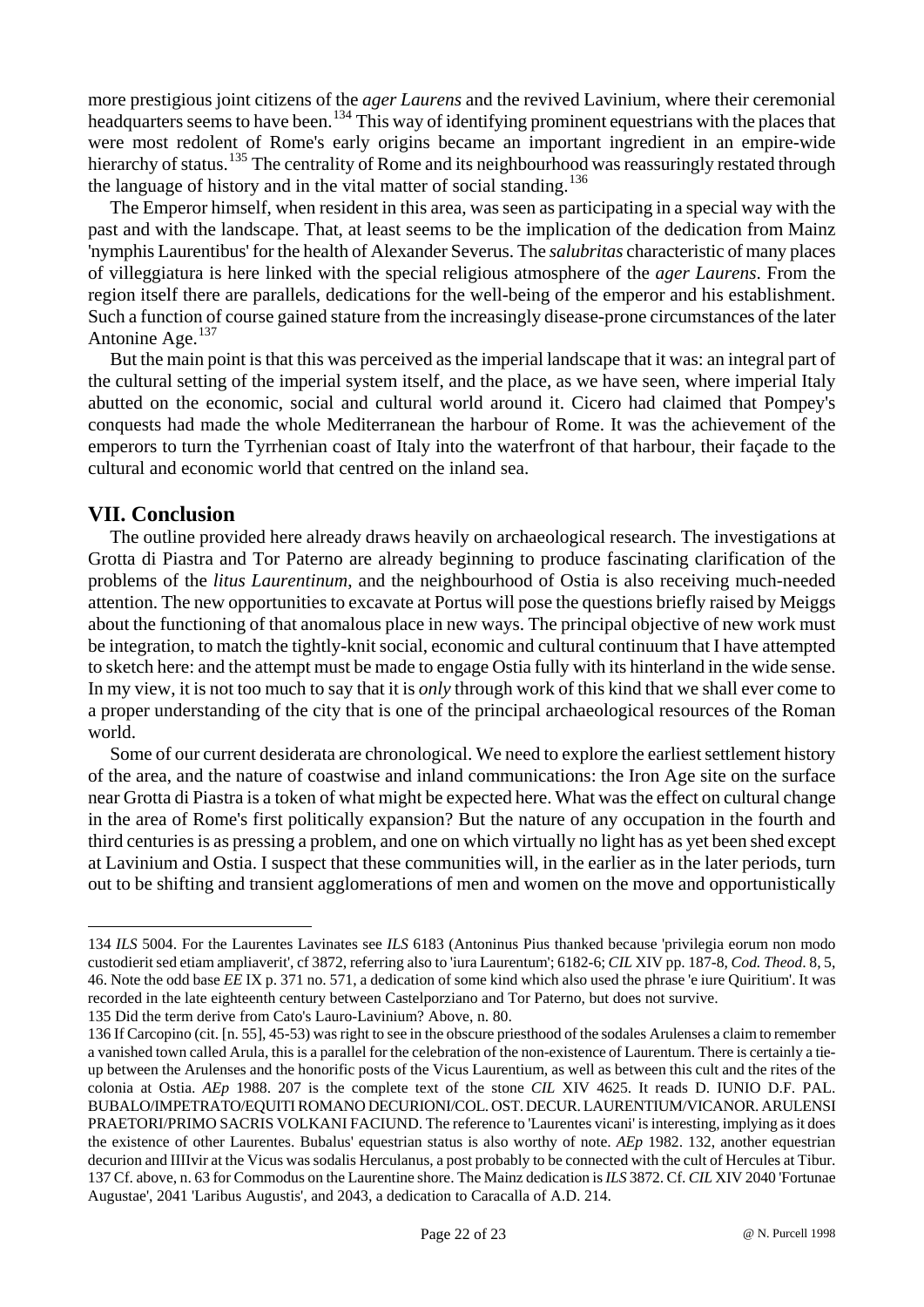more prestigious joint citizens of the *ager Laurens* and the revived Lavinium, where their ceremonial headquarters seems to have been.[134] This way of identifying prominent equestrians with the places that were most redolent of Rome's early origins became an important ingredient in an empire-wide hierarchy of status.[135] The centrality of Rome and its neighbourhood was reassuringly restated through the language of history and in the vital matter of social standing.[136]

The Emperor himself, when resident in this area, was seen as participating in a special way with the past and with the landscape. That, at least seems to be the implication of the dedication from Mainz 'nymphis Laurentibus' for the health of Alexander Severus. The *salubritas* characteristic of many places of villeggiatura is here linked with the special religious atmosphere of the *ager Laurens*. From the region itself there are parallels, dedications for the well-being of the emperor and his establishment. Such a function of course gained stature from the increasingly disease-prone circumstances of the later Antonine Age.[137]

But the main point is that this was perceived as the imperial landscape that it was: an integral part of the cultural setting of the imperial system itself, and the place, as we have seen, where imperial Italy abutted on the economic, social and cultural world around it. Cicero had claimed that Pompey's conquests had made the whole Mediterranean the harbour of Rome. It was the achievement of the emperors to turn the Tyrrhenian coast of Italy into the waterfront of that harbour, their façade to the cultural and economic world that centred on the inland sea.

## VII. Conclusion

The outline provided here already draws heavily on archaeological research. The investigations at Grotta di Piastra and Tor Paterno are already beginning to produce fascinating clarification of the problems of the *litus Laurentinum*, and the neighbourhood of Ostia is also receiving much-needed attention. The new opportunities to excavate at Portus will pose the questions briefly raised by Meiggs about the functioning of that anomalous place in new ways. The principal objective of new work must be integration, to match the tightly-knit social, economic and cultural continuum that I have attempted to sketch here: and the attempt must be made to engage Ostia fully with its hinterland in the wide sense. In my view, it is not too much to say that it is *only* through work of this kind that we shall ever come to a proper understanding of the city that is one of the principal archaeological resources of the Roman world.

Some of our current desiderata are chronological. We need to explore the earliest settlement history of the area, and the nature of coastwise and inland communications: the Iron Age site on the surface near Grotta di Piastra is a token of what might be expected here. What was the effect on cultural change in the area of Rome's first politically expansion? But the nature of any occupation in the fourth and third centuries is as pressing a problem, and one on which virtually no light has as yet been shed except at Lavinium and Ostia. I suspect that these communities will, in the earlier as in the later periods, turn out to be shifting and transient agglomerations of men and women on the move and opportunistically

---

134 *ILS* 5004. For the Laurentes Lavinates see *ILS* 6183 (Antoninus Pius thanked because 'privilegia eorum non modo custodierit sed etiam ampliaverit', cf 3872, referring also to 'iura Laurentum'; 6182-6; *CIL* XIV pp. 187-8, *Cod. Theod.* 8, 5, 46. Note the odd base *EE* IX p. 371 no. 571, a dedication of some kind which also used the phrase 'e iure Quiritium'. It was recorded in the late eighteenth century between Castelporziano and Tor Paterno, but does not survive.

135 Did the term derive from Cato's Lauro-Lavinium? Above, n. 80.

136 If Carcopino (cit. [n. 55], 45-53) was right to see in the obscure priesthood of the sodales Arulenses a claim to remember a vanished town called Arula, this is a parallel for the celebration of the non-existence of Laurentum. There is certainly a tie-up between the Arulenses and the honorific posts of the Vicus Laurentium, as well as between this cult and the rites of the colonia at Ostia. *AEp* 1988. 207 is the complete text of the stone *CIL* XIV 4625. It reads D. IUNIO D.F. PAL. BUBALO/IMPETRATO/EQUITI ROMANO DECURIONI/COL. OST. DECUR. LAURENTIUM/VICANOR. ARULENSI PRAETORI/PRIMO SACRIS VOLKANI FACIUND. The reference to 'Laurentes vicani' is interesting, implying as it does the existence of other Laurentes. Bubalus' equestrian status is also worthy of note. *AEp* 1982. 132, another equestrian decurion and IIIIvir at the Vicus was sodalis Herculanus, a post probably to be connected with the cult of Hercules at Tibur.

137 Cf. above, n. 63 for Commodus on the Laurentine shore. The Mainz dedication is *ILS* 3872. Cf. *CIL* XIV 2040 'Fortunae Augustae', 2041 'Laribus Augustis', and 2043, a dedication to Caracalla of A.D. 214.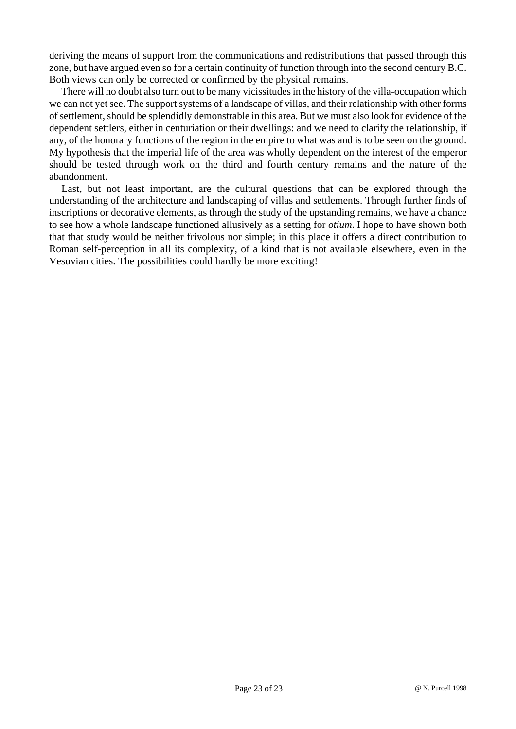deriving the means of support from the communications and redistributions that passed through this zone, but have argued even so for a certain continuity of function through into the second century B.C. Both views can only be corrected or confirmed by the physical remains.

There will no doubt also turn out to be many vicissitudes in the history of the villa-occupation which we can not yet see. The support systems of a landscape of villas, and their relationship with other forms of settlement, should be splendidly demonstrable in this area. But we must also look for evidence of the dependent settlers, either in centuriation or their dwellings: and we need to clarify the relationship, if any, of the honorary functions of the region in the empire to what was and is to be seen on the ground. My hypothesis that the imperial life of the area was wholly dependent on the interest of the emperor should be tested through work on the third and fourth century remains and the nature of the abandonment.

Last, but not least important, are the cultural questions that can be explored through the understanding of the architecture and landscaping of villas and settlements. Through further finds of inscriptions or decorative elements, as through the study of the upstanding remains, we have a chance to see how a whole landscape functioned allusively as a setting for *otium*. I hope to have shown both that that study would be neither frivolous nor simple; in this place it offers a direct contribution to Roman self-perception in all its complexity, of a kind that is not available elsewhere, even in the Vesuvian cities. The possibilities could hardly be more exciting!